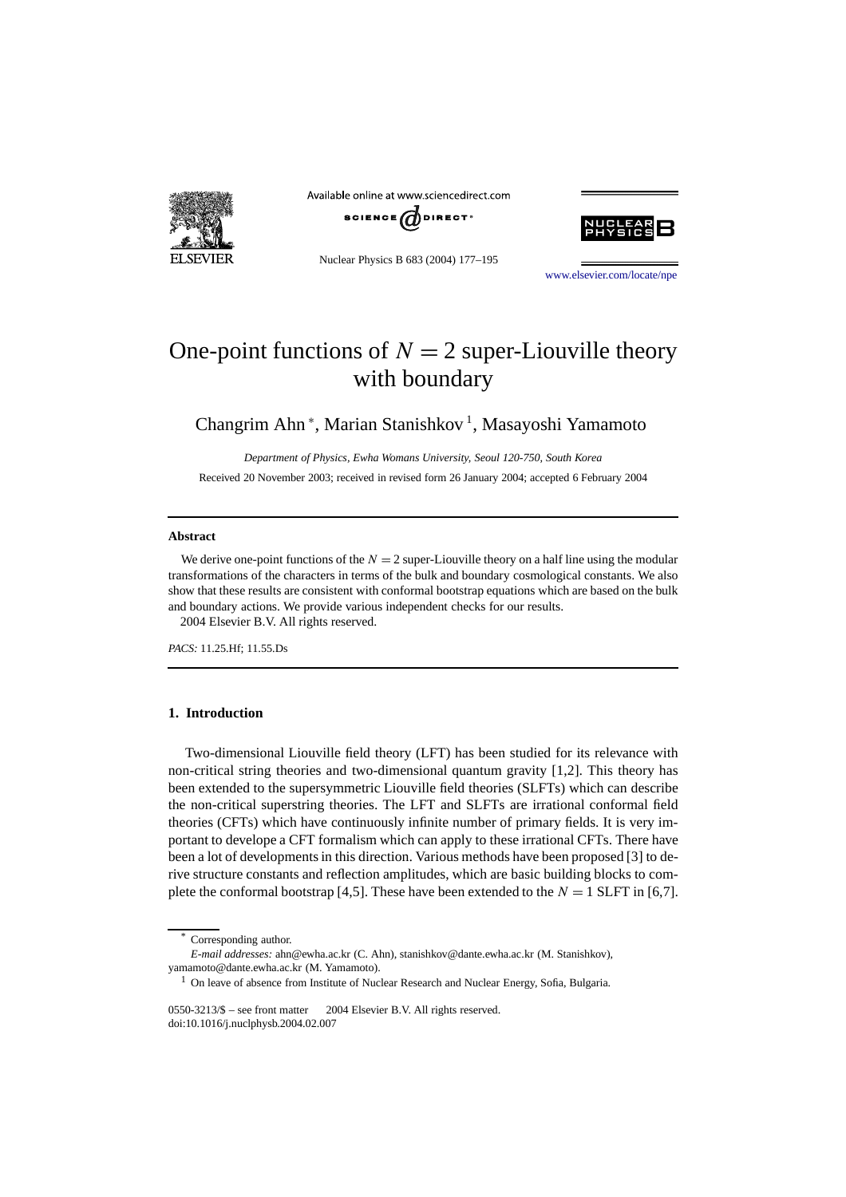# One-point functions of $N = 2$ super-Liouville theory with boundary

Changrim Ahn [*], Marian Stanishkov [1], Masayoshi Yamamoto

*Department of Physics, Ewha Womans University, Seoul 120-750, South Korea*

Received 20 November 2003; received in revised form 26 January 2004; accepted 6 February 2004

---

## Abstract

We derive one-point functions of the $N = 2$ super-Liouville theory on a half line using the modular transformations of the characters in terms of the bulk and boundary cosmological constants. We also show that these results are consistent with conformal bootstrap equations which are based on the bulk and boundary actions. We provide various independent checks for our results.

2004 Elsevier B.V. All rights reserved.

*PACS:* 11.25.Hf; 11.55.Ds

---

## 1. Introduction

Two-dimensional Liouville field theory (LFT) has been studied for its relevance with non-critical string theories and two-dimensional quantum gravity [1,2]. This theory has been extended to the supersymmetric Liouville field theories (SLFTs) which can describe the non-critical superstring theories. The LFT and SLFTs are irrational conformal field theories (CFTs) which have continuously infinite number of primary fields. It is very important to develope a CFT formalism which can apply to these irrational CFTs. There have been a lot of developments in this direction. Various methods have been proposed [3] to derive structure constants and reflection amplitudes, which are basic building blocks to complete the conformal bootstrap [4,5]. These have been extended to the $N = 1$ SLFT in [6,7].

---

[*] Corresponding author.

*E-mail addresses:* ahn@ewha.ac.kr (C. Ahn), stanishkov@dante.ewha.ac.kr (M. Stanishkov), yamamoto@dante.ewha.ac.kr (M. Yamamoto).

[1] On leave of absence from Institute of Nuclear Research and Nuclear Energy, Sofia, Bulgaria.

0550-3213/$ – see front matter 2004 Elsevier B.V. All rights reserved.
doi:10.1016/j.nuclphysb.2004.02.007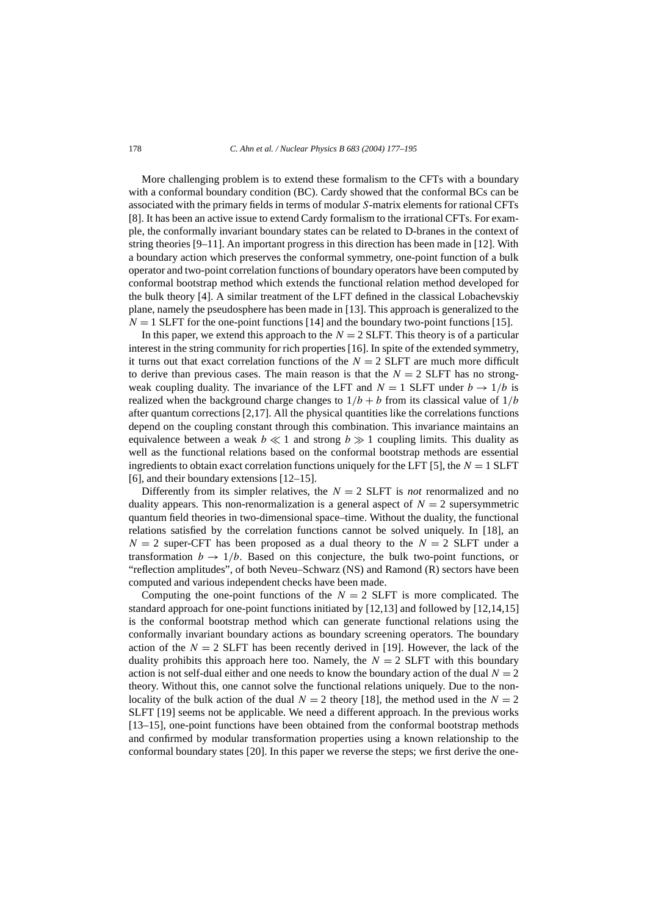More challenging problem is to extend these formalism to the CFTs with a boundary with a conformal boundary condition (BC). Cardy showed that the conformal BCs can be associated with the primary fields in terms of modular $S$-matrix elements for rational CFTs [8]. It has been an active issue to extend Cardy formalism to the irrational CFTs. For example, the conformally invariant boundary states can be related to D-branes in the context of string theories [9–11]. An important progress in this direction has been made in [12]. With a boundary action which preserves the conformal symmetry, one-point function of a bulk operator and two-point correlation functions of boundary operators have been computed by conformal bootstrap method which extends the functional relation method developed for the bulk theory [4]. A similar treatment of the LFT defined in the classical Lobachevskiy plane, namely the pseudosphere has been made in [13]. This approach is generalized to the $N = 1$ SLFT for the one-point functions [14] and the boundary two-point functions [15].

In this paper, we extend this approach to the $N = 2$ SLFT. This theory is of a particular interest in the string community for rich properties [16]. In spite of the extended symmetry, it turns out that exact correlation functions of the $N = 2$ SLFT are much more difficult to derive than previous cases. The main reason is that the $N = 2$ SLFT has no strong-weak coupling duality. The invariance of the LFT and $N = 1$ SLFT under $b \to 1/b$ is realized when the background charge changes to $1/b + b$ from its classical value of $1/b$ after quantum corrections [2,17]. All the physical quantities like the correlations functions depend on the coupling constant through this combination. This invariance maintains an equivalence between a weak $b \ll 1$ and strong $b \gg 1$ coupling limits. This duality as well as the functional relations based on the conformal bootstrap methods are essential ingredients to obtain exact correlation functions uniquely for the LFT [5], the $N = 1$ SLFT [6], and their boundary extensions [12–15].

Differently from its simpler relatives, the $N = 2$ SLFT is *not* renormalized and no duality appears. This non-renormalization is a general aspect of $N = 2$ supersymmetric quantum field theories in two-dimensional space–time. Without the duality, the functional relations satisfied by the correlation functions cannot be solved uniquely. In [18], an $N = 2$ super-CFT has been proposed as a dual theory to the $N = 2$ SLFT under a transformation $b \to 1/b$. Based on this conjecture, the bulk two-point functions, or "reflection amplitudes", of both Neveu–Schwarz (NS) and Ramond (R) sectors have been computed and various independent checks have been made.

Computing the one-point functions of the $N = 2$ SLFT is more complicated. The standard approach for one-point functions initiated by [12,13] and followed by [12,14,15] is the conformal bootstrap method which can generate functional relations using the conformally invariant boundary actions as boundary screening operators. The boundary action of the $N = 2$ SLFT has been recently derived in [19]. However, the lack of the duality prohibits this approach here too. Namely, the $N = 2$ SLFT with this boundary action is not self-dual either and one needs to know the boundary action of the dual $N = 2$ theory. Without this, one cannot solve the functional relations uniquely. Due to the non-locality of the bulk action of the dual $N = 2$ theory [18], the method used in the $N = 2$ SLFT [19] seems not be applicable. We need a different approach. In the previous works [13–15], one-point functions have been obtained from the conformal bootstrap methods and confirmed by modular transformation properties using a known relationship to the conformal boundary states [20]. In this paper we reverse the steps; we first derive the one-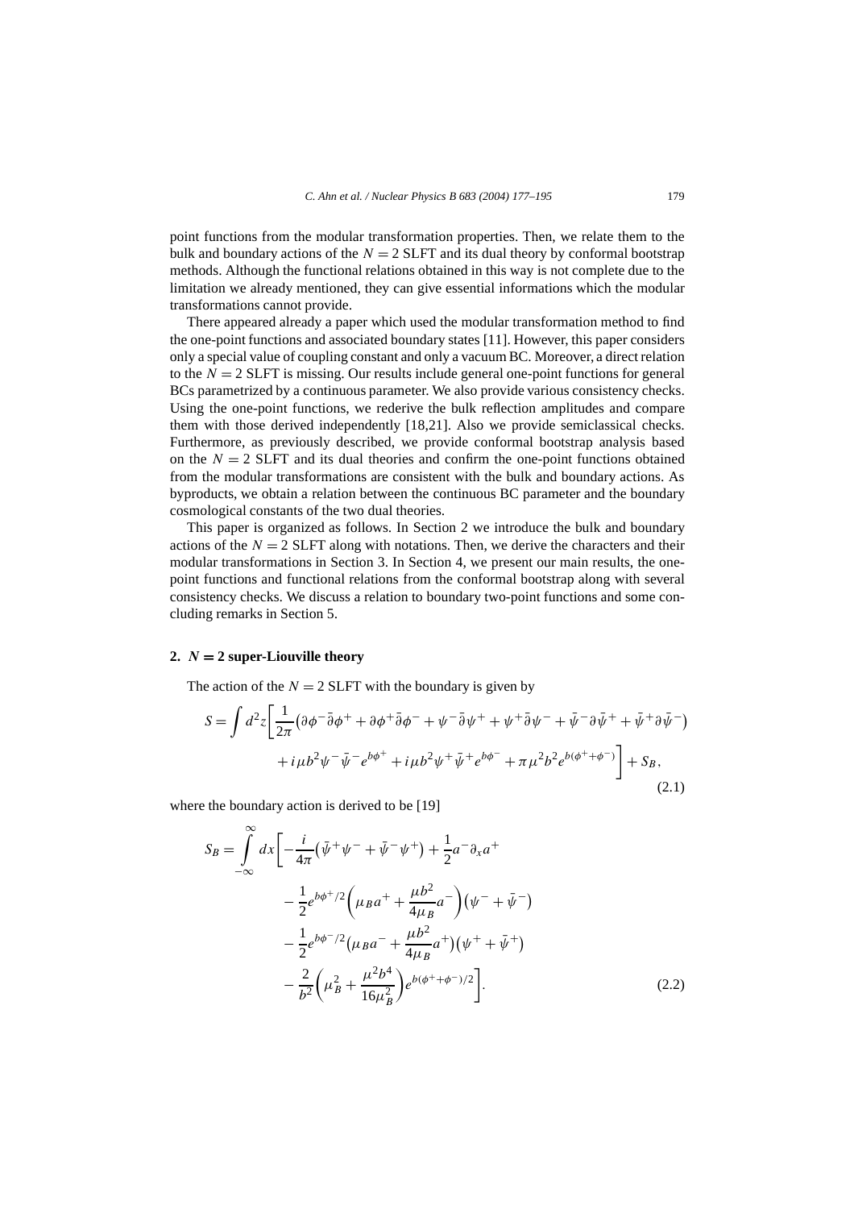point functions from the modular transformation properties. Then, we relate them to the bulk and boundary actions of the $N = 2$ SLFT and its dual theory by conformal bootstrap methods. Although the functional relations obtained in this way is not complete due to the limitation we already mentioned, they can give essential informations which the modular transformations cannot provide.

There appeared already a paper which used the modular transformation method to find the one-point functions and associated boundary states [11]. However, this paper considers only a special value of coupling constant and only a vacuum BC. Moreover, a direct relation to the $N = 2$ SLFT is missing. Our results include general one-point functions for general BCs parametrized by a continuous parameter. We also provide various consistency checks. Using the one-point functions, we rederive the bulk reflection amplitudes and compare them with those derived independently [18,21]. Also we provide semiclassical checks. Furthermore, as previously described, we provide conformal bootstrap analysis based on the $N = 2$ SLFT and its dual theories and confirm the one-point functions obtained from the modular transformations are consistent with the bulk and boundary actions. As byproducts, we obtain a relation between the continuous BC parameter and the boundary cosmological constants of the two dual theories.

This paper is organized as follows. In Section 2 we introduce the bulk and boundary actions of the $N = 2$ SLFT along with notations. Then, we derive the characters and their modular transformations in Section 3. In Section 4, we present our main results, the one-point functions and functional relations from the conformal bootstrap along with several consistency checks. We discuss a relation to boundary two-point functions and some concluding remarks in Section 5.

## 2. $N = 2$ super-Liouville theory

The action of the $N = 2$ SLFT with the boundary is given by

$$S = \int d^2z \bigg[ \frac{1}{2\pi} \big( \partial\phi^- \bar{\partial}\phi^+ + \partial\phi^+ \bar{\partial}\phi^- + \psi^- \bar{\partial}\psi^+ + \psi^+ \bar{\partial}\psi^- + \bar{\psi}^- \partial\bar{\psi}^+ + \bar{\psi}^+ \partial\bar{\psi}^- \big) + i\mu b^2 \psi^- \bar{\psi}^- e^{b\phi^+} + i\mu b^2 \psi^+ \bar{\psi}^+ e^{b\phi^-} + \pi\mu^2 b^2 e^{b(\phi^+ + \phi^-)} \bigg] + S_B, \tag{2.1}$$

where the boundary action is derived to be [19]

$$\begin{aligned} S_B = \int_{-\infty}^{\infty} dx \bigg[ &-\frac{i}{4\pi} \big( \bar{\psi}^+ \psi^- + \bar{\psi}^- \psi^+ \big) + \frac{1}{2} a^- \partial_x a^+ \\ &- \frac{1}{2} e^{b\phi^+/2} \bigg( \mu_B a^+ + \frac{\mu b^2}{4\mu_B} a^- \bigg) \big( \psi^- + \bar{\psi}^- \big) \\ &- \frac{1}{2} e^{b\phi^-/2} \big( \mu_B a^- + \frac{\mu b^2}{4\mu_B} a^+ \big) \big( \psi^+ + \bar{\psi}^+ \big) \\ &- \frac{2}{b^2} \bigg( \mu_B^2 + \frac{\mu^2 b^4}{16\mu_B^2} \bigg) e^{b(\phi^+ + \phi^-)/2} \bigg]. \end{aligned} \tag{2.2}$$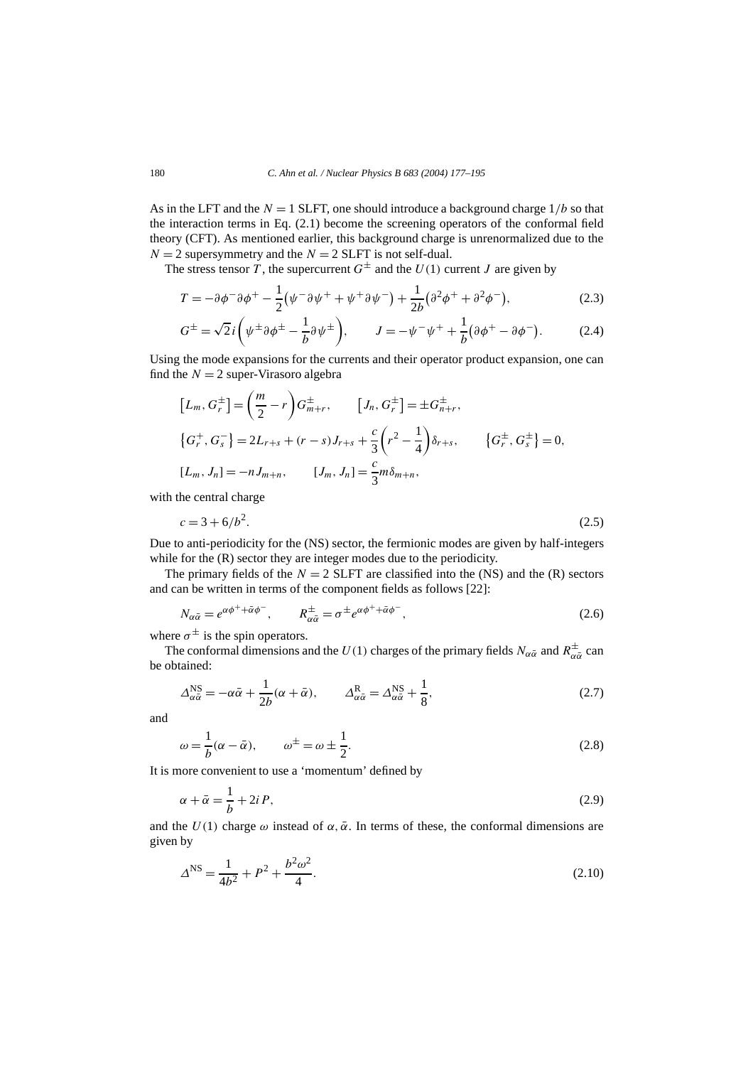As in the LFT and the $N = 1$ SLFT, one should introduce a background charge $1/b$ so that the interaction terms in Eq. (2.1) become the screening operators of the conformal field theory (CFT). As mentioned earlier, this background charge is unrenormalized due to the $N = 2$ supersymmetry and the $N = 2$ SLFT is not self-dual.

The stress tensor $T$, the supercurrent $G^{\pm}$ and the $U(1)$ current $J$ are given by

$$T = -\partial\phi^{-}\partial\phi^{+} - \frac{1}{2}\left(\psi^{-}\partial\psi^{+} + \psi^{+}\partial\psi^{-}\right) + \frac{1}{2b}\left(\partial^{2}\phi^{+} + \partial^{2}\phi^{-}\right), \tag{2.3}$$

$$G^{\pm} = \sqrt{2}\,i\left(\psi^{\pm}\partial\phi^{\pm} - \frac{1}{b}\partial\psi^{\pm}\right), \qquad J = -\psi^{-}\psi^{+} + \frac{1}{b}\left(\partial\phi^{+} - \partial\phi^{-}\right). \tag{2.4}$$

Using the mode expansions for the currents and their operator product expansion, one can find the $N = 2$ super-Virasoro algebra

$$\left[L_m, G_r^{\pm}\right] = \left(\frac{m}{2} - r\right)G_{m+r}^{\pm}, \qquad \left[J_n, G_r^{\pm}\right] = \pm G_{n+r}^{\pm},$$

$$\left\{G_r^{+}, G_s^{-}\right\} = 2L_{r+s} + (r-s)J_{r+s} + \frac{c}{3}\left(r^{2} - \frac{1}{4}\right)\delta_{r+s}, \qquad \left\{G_r^{\pm}, G_s^{\pm}\right\} = 0,$$

$$[L_m, J_n] = -nJ_{m+n}, \qquad [J_m, J_n] = \frac{c}{3}m\delta_{m+n},$$

with the central charge

$$c = 3 + 6/b^{2}. \tag{2.5}$$

Due to anti-periodicity for the (NS) sector, the fermionic modes are given by half-integers while for the (R) sector they are integer modes due to the periodicity.

The primary fields of the $N = 2$ SLFT are classified into the (NS) and the (R) sectors and can be written in terms of the component fields as follows [22]:

$$N_{\alpha\bar{\alpha}} = e^{\alpha\phi^{+} + \bar{\alpha}\phi^{-}}, \qquad R_{\alpha\bar{\alpha}}^{\pm} = \sigma^{\pm}e^{\alpha\phi^{+} + \bar{\alpha}\phi^{-}}, \tag{2.6}$$

where $\sigma^{\pm}$ is the spin operators.

The conformal dimensions and the $U(1)$ charges of the primary fields $N_{\alpha\bar{\alpha}}$ and $R_{\alpha\bar{\alpha}}^{\pm}$ can be obtained:

$$\Delta_{\alpha\bar{\alpha}}^{\text{NS}} = -\alpha\bar{\alpha} + \frac{1}{2b}(\alpha + \bar{\alpha}), \qquad \Delta_{\alpha\bar{\alpha}}^{\text{R}} = \Delta_{\alpha\bar{\alpha}}^{\text{NS}} + \frac{1}{8}, \tag{2.7}$$

and

$$\omega = \frac{1}{b}(\alpha - \bar{\alpha}), \qquad \omega^{\pm} = \omega \pm \frac{1}{2}. \tag{2.8}$$

It is more convenient to use a 'momentum' defined by

$$\alpha + \bar{\alpha} = \frac{1}{b} + 2iP, \tag{2.9}$$

and the $U(1)$ charge $\omega$ instead of $\alpha, \bar{\alpha}$. In terms of these, the conformal dimensions are given by

$$\Delta^{\text{NS}} = \frac{1}{4b^{2}} + P^{2} + \frac{b^{2}\omega^{2}}{4}. \tag{2.10}$$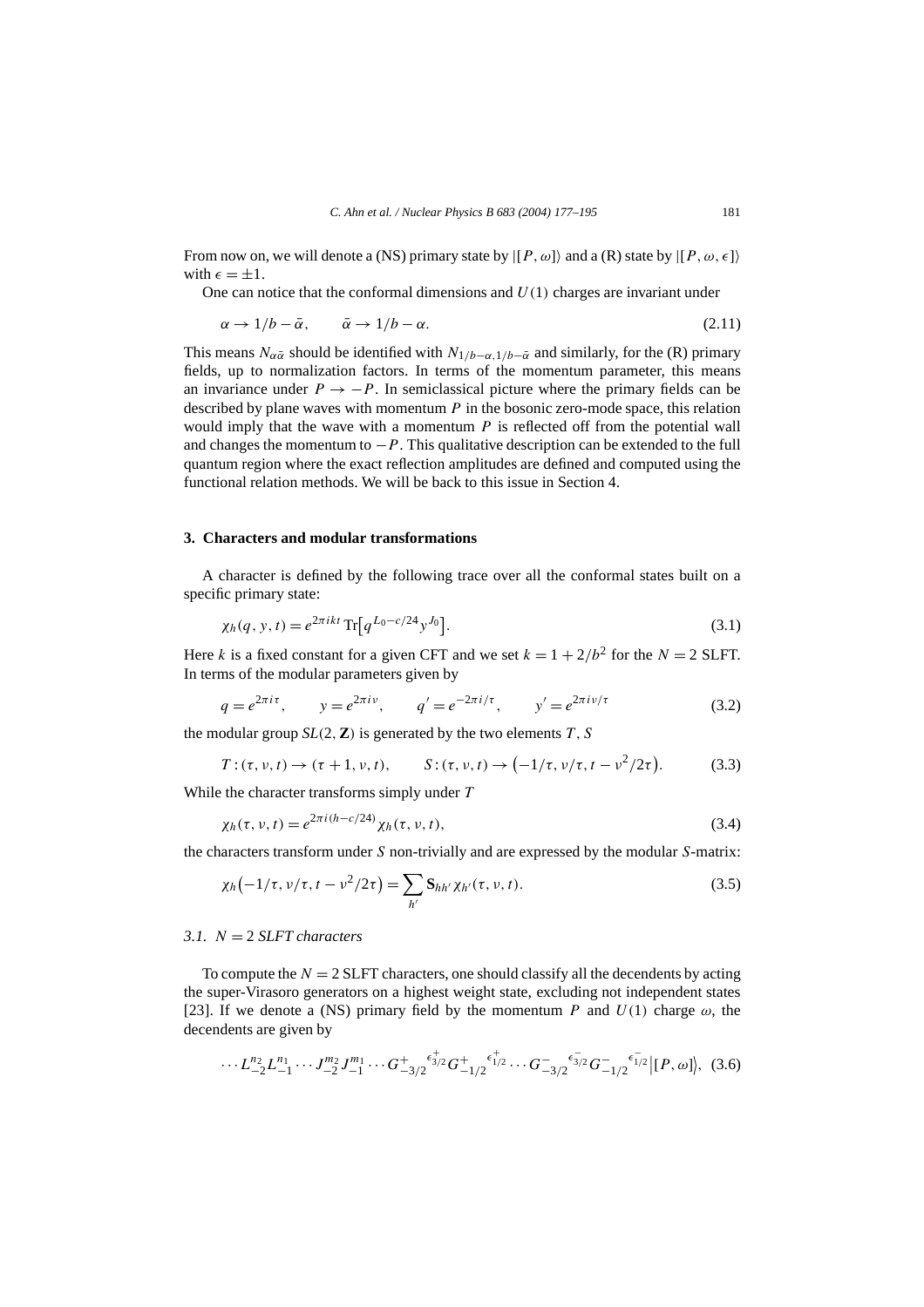From now on, we will denote a (NS) primary state by $|[P,\omega]\rangle$ and a (R) state by $|[P,\omega,\epsilon]\rangle$ with $\epsilon = \pm 1$.

One can notice that the conformal dimensions and $U(1)$ charges are invariant under

$$\alpha \to 1/b - \bar{\alpha}, \qquad \bar{\alpha} \to 1/b - \alpha. \tag{2.11}$$

This means $N_{\alpha\bar{\alpha}}$ should be identified with $N_{1/b-\alpha,1/b-\bar{\alpha}}$ and similarly, for the (R) primary fields, up to normalization factors. In terms of the momentum parameter, this means an invariance under $P \to -P$. In semiclassical picture where the primary fields can be described by plane waves with momentum $P$ in the bosonic zero-mode space, this relation would imply that the wave with a momentum $P$ is reflected off from the potential wall and changes the momentum to $-P$. This qualitative description can be extended to the full quantum region where the exact reflection amplitudes are defined and computed using the functional relation methods. We will be back to this issue in Section 4.

## 3. Characters and modular transformations

A character is defined by the following trace over all the conformal states built on a specific primary state:

$$\chi_h(q, y, t) = e^{2\pi i k t}\,\mathrm{Tr}\big[q^{L_0 - c/24} y^{J_0}\big]. \tag{3.1}$$

Here $k$ is a fixed constant for a given CFT and we set $k = 1 + 2/b^2$ for the $N = 2$ SLFT. In terms of the modular parameters given by

$$q = e^{2\pi i \tau}, \qquad y = e^{2\pi i \nu}, \qquad q' = e^{-2\pi i/\tau}, \qquad y' = e^{2\pi i \nu/\tau} \tag{3.2}$$

the modular group $SL(2,\mathbf{Z})$ is generated by the two elements $T, S$

$$T : (\tau, \nu, t) \to (\tau + 1, \nu, t), \qquad S : (\tau, \nu, t) \to \big(-1/\tau, \nu/\tau, t - \nu^2/2\tau\big). \tag{3.3}$$

While the character transforms simply under $T$

$$\chi_h(\tau, \nu, t) = e^{2\pi i (h - c/24)} \chi_h(\tau, \nu, t), \tag{3.4}$$

the characters transform under $S$ non-trivially and are expressed by the modular $S$-matrix:

$$\chi_h\big(-1/\tau, \nu/\tau, t - \nu^2/2\tau\big) = \sum_{h'} \mathbf{S}_{hh'} \chi_{h'}(\tau, \nu, t). \tag{3.5}$$

### 3.1. $N = 2$ SLFT characters

To compute the $N = 2$ SLFT characters, one should classify all the decendents by acting the super-Virasoro generators on a highest weight state, excluding not independent states [23]. If we denote a (NS) primary field by the momentum $P$ and $U(1)$ charge $\omega$, the decendents are given by

$$\cdots L_{-2}^{n_2} L_{-1}^{n_1} \cdots J_{-2}^{m_2} J_{-1}^{m_1} \cdots {G^{+}_{-3/2}}^{\epsilon^{+}_{3/2}} {G^{+}_{-1/2}}^{\epsilon^{+}_{1/2}} \cdots {G^{-}_{-3/2}}^{\epsilon^{-}_{3/2}} {G^{-}_{-1/2}}^{\epsilon^{-}_{1/2}} \big|[P,\omega]\big\rangle, \tag{3.6}$$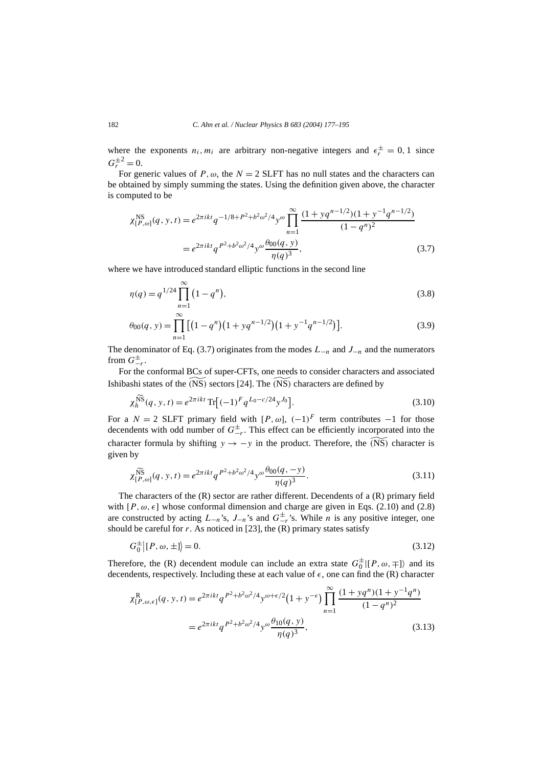where the exponents $n_i, m_i$ are arbitrary non-negative integers and $\epsilon_r^{\pm} = 0, 1$ since $G_r^{\pm 2} = 0$.

For generic values of $P, \omega$, the $N = 2$ SLFT has no null states and the characters can be obtained by simply summing the states. Using the definition given above, the character is computed to be

$$\chi^{\rm NS}_{[P,\omega]}(q, y, t) = e^{2\pi i k t} q^{-1/8 + P^2 + b^2\omega^2/4} y^{\omega} \prod_{n=1}^{\infty} \frac{(1 + y q^{n-1/2})(1 + y^{-1} q^{n-1/2})}{(1 - q^n)^2}$$

$$= e^{2\pi i k t} q^{P^2 + b^2\omega^2/4} y^{\omega} \frac{\theta_{00}(q, y)}{\eta(q)^3}, \tag{3.7}$$

where we have introduced standard elliptic functions in the second line

$$\eta(q) = q^{1/24} \prod_{n=1}^{\infty} \left(1 - q^n\right), \tag{3.8}$$

$$\theta_{00}(q, y) = \prod_{n=1}^{\infty} \left[\left(1 - q^n\right)\left(1 + y q^{n-1/2}\right)\left(1 + y^{-1} q^{n-1/2}\right)\right]. \tag{3.9}$$

The denominator of Eq. (3.7) originates from the modes $L_{-n}$ and $J_{-n}$ and the numerators from $G^{\pm}_{-r}$.

For the conformal BCs of super-CFTs, one needs to consider characters and associated Ishibashi states of the $\widetilde{\rm (NS)}$ sectors [24]. The $\widetilde{\rm (NS)}$ characters are defined by

$$\chi^{\widetilde{\rm NS}}_h(q, y, t) = e^{2\pi i k t} \,{\rm Tr}\left[(-1)^F q^{L_0 - c/24} y^{J_0}\right]. \tag{3.10}$$

For a $N = 2$ SLFT primary field with $[P, \omega]$, $(-1)^F$ term contributes $-1$ for those decendents with odd number of $G^{\pm}_{-r}$. This effect can be efficiently incorporated into the character formula by shifting $y \to -y$ in the product. Therefore, the $\widetilde{\rm (NS)}$ character is given by

$$\chi^{\widetilde{\rm NS}}_{[P,\omega]}(q, y, t) = e^{2\pi i k t} q^{P^2 + b^2\omega^2/4} y^{\omega} \frac{\theta_{00}(q, -y)}{\eta(q)^3}. \tag{3.11}$$

The characters of the (R) sector are rather different. Decendents of a (R) primary field with $[P, \omega, \epsilon]$ whose conformal dimension and charge are given in Eqs. (2.10) and (2.8) are constructed by acting $L_{-n}$'s, $J_{-n}$'s and $G^{\pm}_{-r}$'s. While $n$ is any positive integer, one should be careful for $r$. As noticed in [23], the (R) primary states satisfy

$$G_0^{\pm}\big|[P, \omega, \pm]\big\rangle = 0. \tag{3.12}$$

Therefore, the (R) decendent module can include an extra state $G_0^{\pm}|[P, \omega, \mp]\rangle$ and its decendents, respectively. Including these at each value of $\epsilon$, one can find the (R) character

$$\chi^{\rm R}_{[P,\omega,\epsilon]}(q, y, t) = e^{2\pi i k t} q^{P^2 + b^2\omega^2/4} y^{\omega + \epsilon/2} \left(1 + y^{-\epsilon}\right) \prod_{n=1}^{\infty} \frac{(1 + y q^n)(1 + y^{-1} q^n)}{(1 - q^n)^2}$$

$$= e^{2\pi i k t} q^{P^2 + b^2\omega^2/4} y^{\omega} \frac{\theta_{10}(q, y)}{\eta(q)^3}, \tag{3.13}$$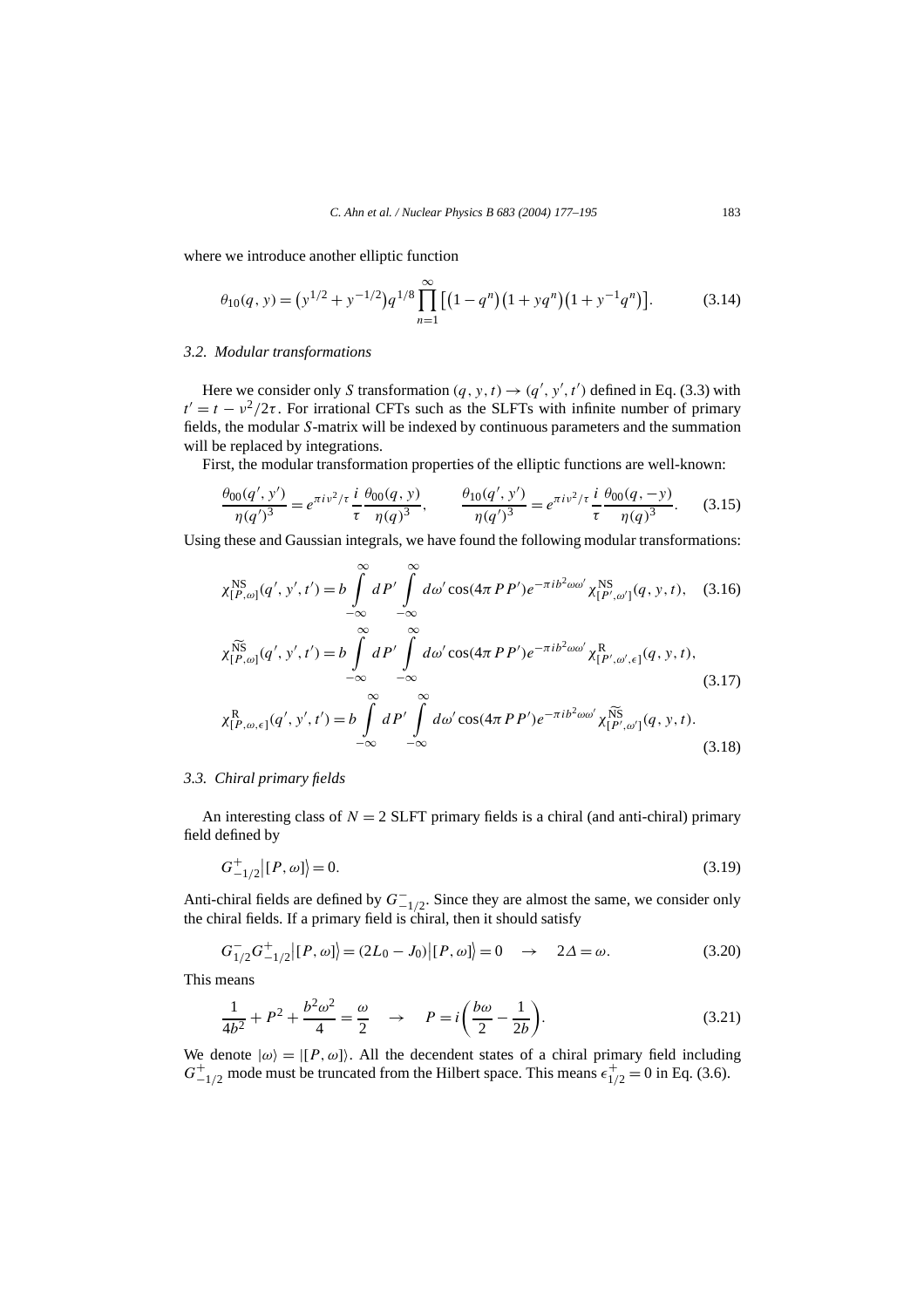where we introduce another elliptic function

$$\theta_{10}(q,y) = \left(y^{1/2} + y^{-1/2}\right) q^{1/8} \prod_{n=1}^{\infty} \left[\left(1-q^n\right)\left(1+yq^n\right)\left(1+y^{-1}q^n\right)\right]. \tag{3.14}$$

### 3.2. Modular transformations

Here we consider only $S$ transformation $(q, y, t) \to (q', y', t')$ defined in Eq. (3.3) with $t' = t - \nu^2/2\tau$. For irrational CFTs such as the SLFTs with infinite number of primary fields, the modular $S$-matrix will be indexed by continuous parameters and the summation will be replaced by integrations.

First, the modular transformation properties of the elliptic functions are well-known:

$$\frac{\theta_{00}(q', y')}{\eta(q')^3} = e^{\pi i \nu^2/\tau} \frac{i}{\tau} \frac{\theta_{00}(q,y)}{\eta(q)^3}, \qquad \frac{\theta_{10}(q', y')}{\eta(q')^3} = e^{\pi i \nu^2/\tau} \frac{i}{\tau} \frac{\theta_{00}(q,-y)}{\eta(q)^3}. \tag{3.15}$$

Using these and Gaussian integrals, we have found the following modular transformations:

$$\chi^{\mathrm{NS}}_{[P,\omega]}(q', y', t') = b \int_{-\infty}^{\infty} dP' \int_{-\infty}^{\infty} d\omega' \cos(4\pi P P') e^{-\pi i b^2 \omega \omega'} \chi^{\mathrm{NS}}_{[P',\omega']}(q, y, t), \tag{3.16}$$

$$\chi^{\widetilde{\mathrm{NS}}}_{[P,\omega]}(q', y', t') = b \int_{-\infty}^{\infty} dP' \int_{-\infty}^{\infty} d\omega' \cos(4\pi P P') e^{-\pi i b^2 \omega \omega'} \chi^{\mathrm{R}}_{[P',\omega',\epsilon]}(q, y, t), \tag{3.17}$$

$$\chi^{\mathrm{R}}_{[P,\omega,\epsilon]}(q', y', t') = b \int_{-\infty}^{\infty} dP' \int_{-\infty}^{\infty} d\omega' \cos(4\pi P P') e^{-\pi i b^2 \omega \omega'} \chi^{\widetilde{\mathrm{NS}}}_{[P',\omega']}(q, y, t). \tag{3.18}$$

### 3.3. Chiral primary fields

An interesting class of $N = 2$ SLFT primary fields is a chiral (and anti-chiral) primary field defined by

$$G^{+}_{-1/2}\big|[P,\omega]\big\rangle = 0. \tag{3.19}$$

Anti-chiral fields are defined by $G^{-}_{-1/2}$. Since they are almost the same, we consider only the chiral fields. If a primary field is chiral, then it should satisfy

$$G^{-}_{1/2} G^{+}_{-1/2}\big|[P,\omega]\big\rangle = (2L_0 - J_0)\big|[P,\omega]\big\rangle = 0 \quad \to \quad 2\Delta = \omega. \tag{3.20}$$

This means

$$\frac{1}{4b^2} + P^2 + \frac{b^2\omega^2}{4} = \frac{\omega}{2} \quad \to \quad P = i\left(\frac{b\omega}{2} - \frac{1}{2b}\right). \tag{3.21}$$

We denote $|\omega\rangle = |[P,\omega]\rangle$. All the decendent states of a chiral primary field including $G^{+}_{-1/2}$ mode must be truncated from the Hilbert space. This means $\epsilon^{+}_{1/2} = 0$ in Eq. (3.6).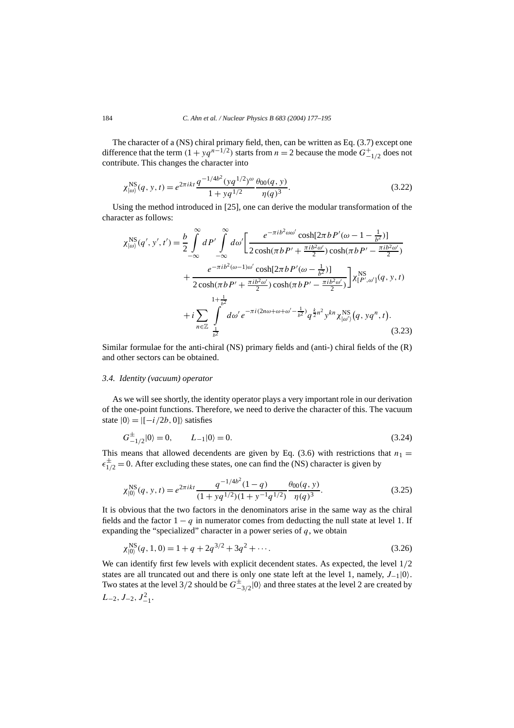The character of a (NS) chiral primary field, then, can be written as Eq. (3.7) except one difference that the term $(1 + yq^{n-1/2})$ starts from $n = 2$ because the mode $G^+_{-1/2}$ does not contribute. This changes the character into

$$\chi^{\mathrm{NS}}_{|\omega\rangle}(q, y, t) = e^{2\pi ikt} \frac{q^{-1/4b^2}(yq^{1/2})^{\omega}}{1 + yq^{1/2}} \frac{\theta_{00}(q, y)}{\eta(q)^3}. \tag{3.22}$$

Using the method introduced in [25], one can derive the modular transformation of the character as follows:

$$\begin{aligned}
\chi^{\mathrm{NS}}_{|\omega\rangle}(q', y', t') = \frac{b}{2} \int_{-\infty}^{\infty} dP' \int_{-\infty}^{\infty} d\omega' \Bigg[ & \frac{e^{-\pi i b^2 \omega\omega'} \cosh[2\pi b P'(\omega - 1 - \frac{1}{b^2})]}{2\cosh(\pi b P' + \frac{\pi i b^2 \omega'}{2}) \cosh(\pi b P' - \frac{\pi i b^2 \omega'}{2})} \\
& + \frac{e^{-\pi i b^2 (\omega - 1)\omega'} \cosh[2\pi b P'(\omega - \frac{1}{b^2})]}{2\cosh(\pi b P' + \frac{\pi i b^2 \omega'}{2}) \cosh(\pi b P' - \frac{\pi i b^2 \omega'}{2})} \Bigg] \chi^{\mathrm{NS}}_{[P', \omega']}(q, y, t) \\
& + i \sum_{n \in \mathbb{Z}} \int_{\frac{1}{b^2}}^{1 + \frac{1}{b^2}} d\omega' \, e^{-\pi i (2n\omega + \omega + \omega' - \frac{1}{b^2})} q^{\frac{k}{2}n^2} y^{kn} \chi^{\mathrm{NS}}_{|\omega'\rangle}\big(q, yq^n, t\big).
\end{aligned} \tag{3.23}$$

Similar formulae for the anti-chiral (NS) primary fields and (anti-) chiral fields of the (R) and other sectors can be obtained.

### *3.4. Identity (vacuum) operator*

As we will see shortly, the identity operator plays a very important role in our derivation of the one-point functions. Therefore, we need to derive the character of this. The vacuum state $|0\rangle = |[-i/2b, 0]\rangle$ satisfies

$$G^{\pm}_{-1/2}|0\rangle = 0, \qquad L_{-1}|0\rangle = 0. \tag{3.24}$$

This means that allowed decendents are given by Eq. (3.6) with restrictions that $n_1 = \epsilon^{\pm}_{1/2} = 0$. After excluding these states, one can find the (NS) character is given by

$$\chi^{\mathrm{NS}}_{|0\rangle}(q, y, t) = e^{2\pi ikt} \frac{q^{-1/4b^2}(1 - q)}{(1 + yq^{1/2})(1 + y^{-1}q^{1/2})} \frac{\theta_{00}(q, y)}{\eta(q)^3}. \tag{3.25}$$

It is obvious that the two factors in the denominators arise in the same way as the chiral fields and the factor $1 - q$ in numerator comes from deducting the null state at level 1. If expanding the "specialized" character in a power series of $q$, we obtain

$$\chi^{\mathrm{NS}}_{|0\rangle}(q, 1, 0) = 1 + q + 2q^{3/2} + 3q^2 + \cdots. \tag{3.26}$$

We can identify first few levels with explicit decendent states. As expected, the level $1/2$ states are all truncated out and there is only one state left at the level 1, namely, $J_{-1}|0\rangle$. Two states at the level $3/2$ should be $G^{\pm}_{-3/2}|0\rangle$ and three states at the level 2 are created by $L_{-2}, J_{-2}, J^2_{-1}$.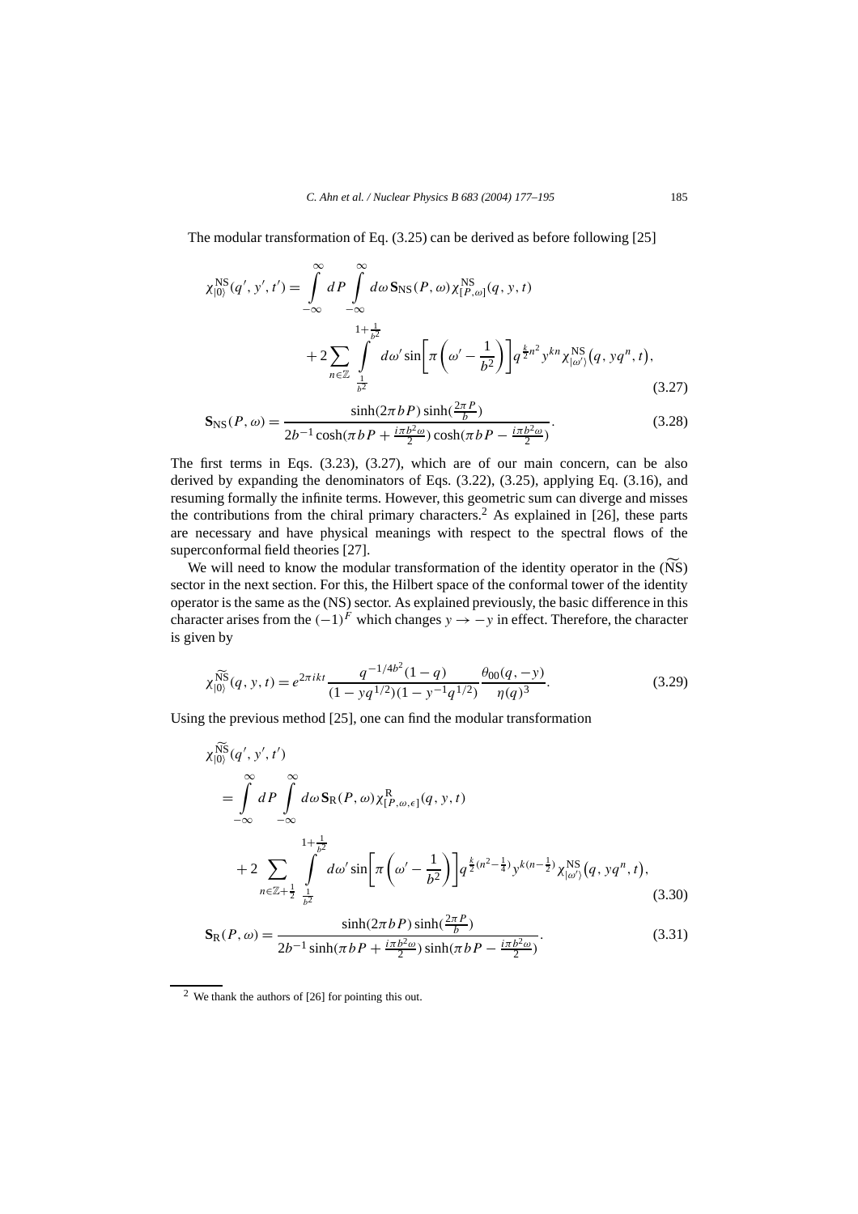The modular transformation of Eq. (3.25) can be derived as before following [25]

$$\chi^{\rm NS}_{|0\rangle}(q', y', t') = \int_{-\infty}^{\infty} dP \int_{-\infty}^{\infty} d\omega\, \mathbf{S}_{\rm NS}(P, \omega)\, \chi^{\rm NS}_{[P,\omega]}(q, y, t) + 2\sum_{n\in\mathbb{Z}} \int_{\frac{1}{b^2}}^{1+\frac{1}{b^2}} d\omega' \sin\left[\pi\left(\omega' - \frac{1}{b^2}\right)\right] q^{\frac{k}{2}n^2} y^{kn} \chi^{\rm NS}_{|\omega'\rangle}\big(q, yq^n, t\big), \tag{3.27}$$

$$\mathbf{S}_{\rm NS}(P, \omega) = \frac{\sinh(2\pi bP)\sinh(\frac{2\pi P}{b})}{2b^{-1}\cosh(\pi bP + \frac{i\pi b^2\omega}{2})\cosh(\pi bP - \frac{i\pi b^2\omega}{2})}. \tag{3.28}$$

The first terms in Eqs. (3.23), (3.27), which are of our main concern, can be also derived by expanding the denominators of Eqs. (3.22), (3.25), applying Eq. (3.16), and resuming formally the infinite terms. However, this geometric sum can diverge and misses the contributions from the chiral primary characters.[2] As explained in [26], these parts are necessary and have physical meanings with respect to the spectral flows of the superconformal field theories [27].

We will need to know the modular transformation of the identity operator in the $(\widetilde{\rm NS})$ sector in the next section. For this, the Hilbert space of the conformal tower of the identity operator is the same as the (NS) sector. As explained previously, the basic difference in this character arises from the $(-1)^F$ which changes $y \to -y$ in effect. Therefore, the character is given by

$$\chi^{\widetilde{\rm NS}}_{|0\rangle}(q, y, t) = e^{2\pi ikt} \frac{q^{-1/4b^2}(1-q)}{(1-yq^{1/2})(1-y^{-1}q^{1/2})} \frac{\theta_{00}(q, -y)}{\eta(q)^3}. \tag{3.29}$$

Using the previous method [25], one can find the modular transformation

$$\begin{aligned}
&\chi^{\widetilde{\rm NS}}_{|0\rangle}(q', y', t') \\
&\quad = \int_{-\infty}^{\infty} dP \int_{-\infty}^{\infty} d\omega\, \mathbf{S}_{\rm R}(P, \omega)\, \chi^{\rm R}_{[P,\omega,\epsilon]}(q, y, t) \\
&\qquad + 2\sum_{n\in\mathbb{Z}+\frac{1}{2}} \int_{\frac{1}{b^2}}^{1+\frac{1}{b^2}} d\omega' \sin\left[\pi\left(\omega' - \frac{1}{b^2}\right)\right] q^{\frac{k}{2}(n^2-\frac{1}{4})} y^{k(n-\frac{1}{2})} \chi^{\rm NS}_{|\omega'\rangle}\big(q, yq^n, t\big),
\end{aligned} \tag{3.30}$$

$$\mathbf{S}_{\rm R}(P, \omega) = \frac{\sinh(2\pi bP)\sinh(\frac{2\pi P}{b})}{2b^{-1}\sinh(\pi bP + \frac{i\pi b^2\omega}{2})\sinh(\pi bP - \frac{i\pi b^2\omega}{2})}. \tag{3.31}$$

---

[2] We thank the authors of [26] for pointing this out.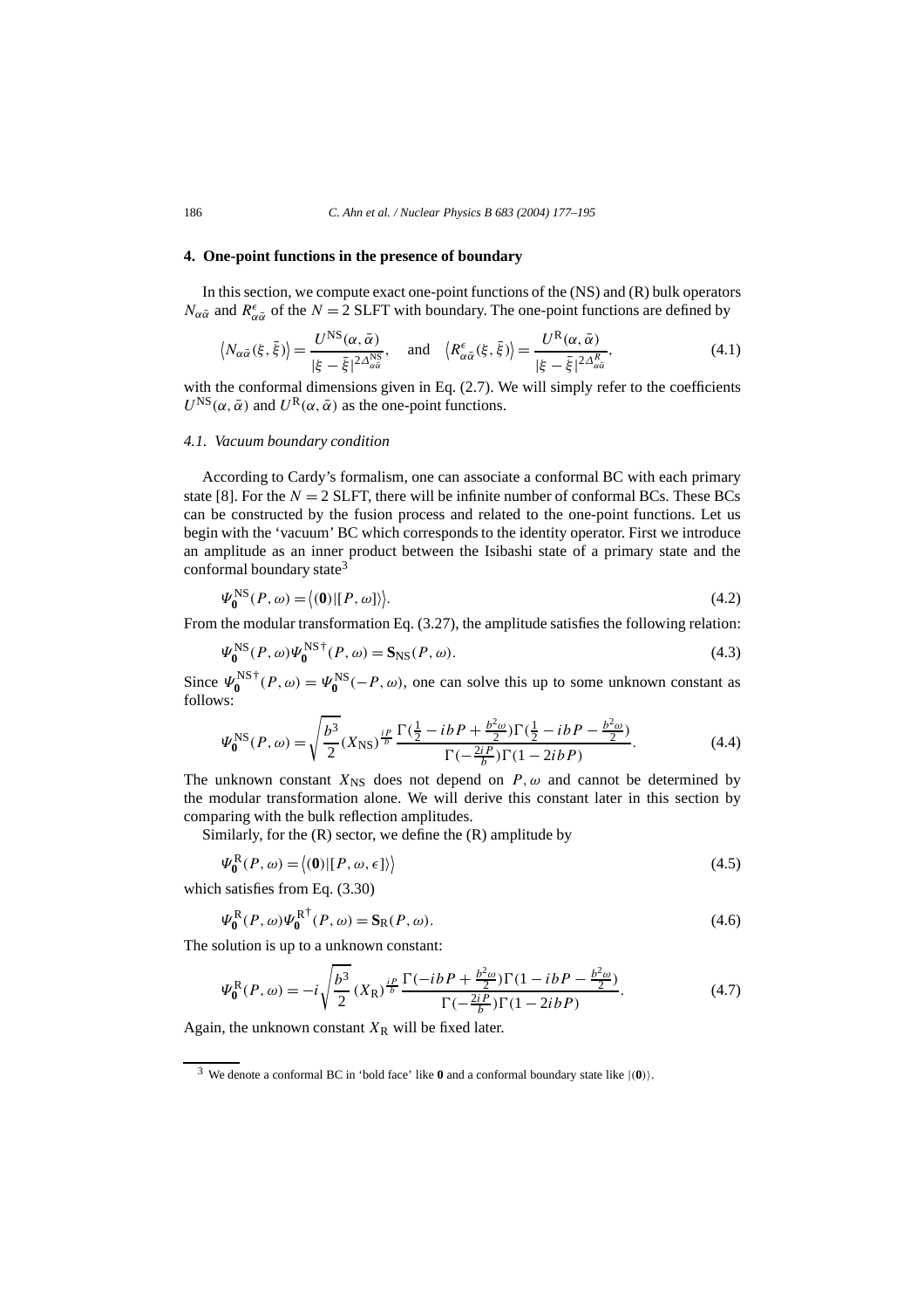## 4. One-point functions in the presence of boundary

In this section, we compute exact one-point functions of the (NS) and (R) bulk operators $N_{\alpha\bar{\alpha}}$ and $R^{\epsilon}_{\alpha\bar{\alpha}}$ of the $N=2$ SLFT with boundary. The one-point functions are defined by

$$\left\langle N_{\alpha\bar{\alpha}}(\xi,\bar{\xi})\right\rangle = \frac{U^{\mathrm{NS}}(\alpha,\bar{\alpha})}{|\xi-\bar{\xi}|^{2\Delta^{\mathrm{NS}}_{\alpha\bar{\alpha}}}}, \quad \text{and} \quad \left\langle R^{\epsilon}_{\alpha\bar{\alpha}}(\xi,\bar{\xi})\right\rangle = \frac{U^{\mathrm{R}}(\alpha,\bar{\alpha})}{|\xi-\bar{\xi}|^{2\Delta^{R}_{\alpha\bar{\alpha}}}}, \tag{4.1}$$

with the conformal dimensions given in Eq. (2.7). We will simply refer to the coefficients $U^{\mathrm{NS}}(\alpha,\bar{\alpha})$ and $U^{\mathrm{R}}(\alpha,\bar{\alpha})$ as the one-point functions.

### *4.1. Vacuum boundary condition*

According to Cardy's formalism, one can associate a conformal BC with each primary state [8]. For the $N=2$ SLFT, there will be infinite number of conformal BCs. These BCs can be constructed by the fusion process and related to the one-point functions. Let us begin with the 'vacuum' BC which corresponds to the identity operator. First we introduce an amplitude as an inner product between the Isibashi state of a primary state and the conformal boundary state[3]

$$\Psi^{\mathrm{NS}}_{\mathbf{0}}(P,\omega) = \left\langle (\mathbf{0})|[P,\omega]\right\rangle. \tag{4.2}$$

From the modular transformation Eq. (3.27), the amplitude satisfies the following relation:

$$\Psi^{\mathrm{NS}}_{\mathbf{0}}(P,\omega)\Psi^{\mathrm{NS}\dagger}_{\mathbf{0}}(P,\omega) = \mathbf{S}_{\mathrm{NS}}(P,\omega). \tag{4.3}$$

Since $\Psi^{\mathrm{NS}\dagger}_{\mathbf{0}}(P,\omega) = \Psi^{\mathrm{NS}}_{\mathbf{0}}(-P,\omega)$, one can solve this up to some unknown constant as follows:

$$\Psi^{\mathrm{NS}}_{\mathbf{0}}(P,\omega) = \sqrt{\frac{b^3}{2}}(X_{\mathrm{NS}})^{\frac{iP}{b}}\frac{\Gamma(\frac{1}{2}-ibP+\frac{b^2\omega}{2})\Gamma(\frac{1}{2}-ibP-\frac{b^2\omega}{2})}{\Gamma(-\frac{2iP}{b})\Gamma(1-2ibP)}. \tag{4.4}$$

The unknown constant $X_{\mathrm{NS}}$ does not depend on $P,\omega$ and cannot be determined by the modular transformation alone. We will derive this constant later in this section by comparing with the bulk reflection amplitudes.

Similarly, for the (R) sector, we define the (R) amplitude by

$$\Psi^{\mathrm{R}}_{\mathbf{0}}(P,\omega) = \left\langle (\mathbf{0})|[P,\omega,\epsilon]\right\rangle \tag{4.5}$$

which satisfies from Eq. (3.30)

$$\Psi^{\mathrm{R}}_{\mathbf{0}}(P,\omega)\Psi^{\mathrm{R}\dagger}_{\mathbf{0}}(P,\omega) = \mathbf{S}_{\mathrm{R}}(P,\omega). \tag{4.6}$$

The solution is up to a unknown constant:

$$\Psi^{\mathrm{R}}_{\mathbf{0}}(P,\omega) = -i\sqrt{\frac{b^3}{2}}(X_{\mathrm{R}})^{\frac{iP}{b}}\frac{\Gamma(-ibP+\frac{b^2\omega}{2})\Gamma(1-ibP-\frac{b^2\omega}{2})}{\Gamma(-\frac{2iP}{b})\Gamma(1-2ibP)}. \tag{4.7}$$

Again, the unknown constant $X_{\mathrm{R}}$ will be fixed later.

[3] We denote a conformal BC in 'bold face' like $\mathbf{0}$ and a conformal boundary state like $|(\mathbf{0})\rangle$.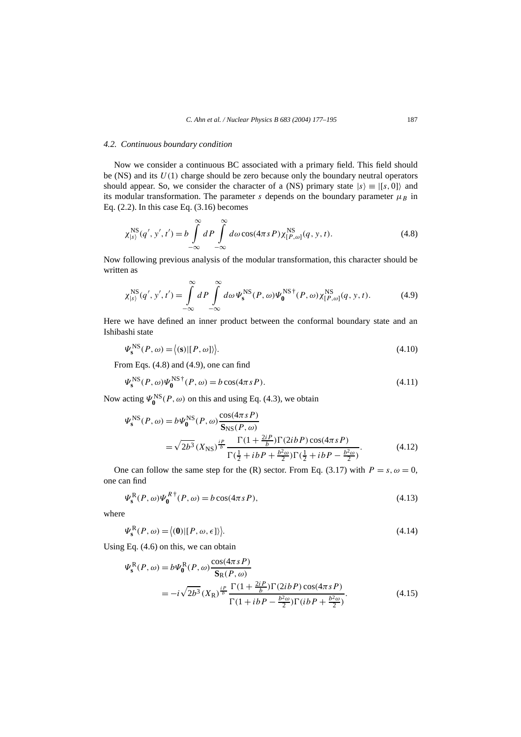### 4.2. Continuous boundary condition

Now we consider a continuous BC associated with a primary field. This field should be (NS) and its $U(1)$ charge should be zero because only the boundary neutral operators should appear. So, we consider the character of a (NS) primary state $|s\rangle \equiv |[s,0]\rangle$ and its modular transformation. The parameter $s$ depends on the boundary parameter $\mu_B$ in Eq. (2.2). In this case Eq. (3.16) becomes

$$\chi^{\mathrm{NS}}_{|s\rangle}(q',y',t') = b\int_{-\infty}^{\infty} dP \int_{-\infty}^{\infty} d\omega \cos(4\pi s P)\chi^{\mathrm{NS}}_{[P,\omega]}(q,y,t). \tag{4.8}$$

Now following previous analysis of the modular transformation, this character should be written as

$$\chi^{\mathrm{NS}}_{|s\rangle}(q',y',t') = \int_{-\infty}^{\infty} dP \int_{-\infty}^{\infty} d\omega\, \Psi^{\mathrm{NS}}_{\mathbf{s}}(P,\omega)\Psi^{\mathrm{NS}\dagger}_{\mathbf{0}}(P,\omega)\chi^{\mathrm{NS}}_{[P,\omega]}(q,y,t). \tag{4.9}$$

Here we have defined an inner product between the conformal boundary state and an Ishibashi state

$$\Psi^{\mathrm{NS}}_{\mathbf{s}}(P,\omega) = \big\langle (\mathbf{s})|[P,\omega]\rangle\big\rangle. \tag{4.10}$$

From Eqs. (4.8) and (4.9), one can find

$$\Psi^{\mathrm{NS}}_{\mathbf{s}}(P,\omega)\Psi^{\mathrm{NS}\dagger}_{\mathbf{0}}(P,\omega) = b\cos(4\pi s P). \tag{4.11}$$

Now acting $\Psi^{\mathrm{NS}}_{\mathbf{0}}(P,\omega)$ on this and using Eq. (4.3), we obtain

$$\begin{aligned}
\Psi^{\mathrm{NS}}_{\mathbf{s}}(P,\omega) &= b\Psi^{\mathrm{NS}}_{\mathbf{0}}(P,\omega)\frac{\cos(4\pi s P)}{\mathbf{S}_{\mathrm{NS}}(P,\omega)} \\
&= \sqrt{2b^3}\,(X_{\mathrm{NS}})^{\frac{iP}{b}}\frac{\Gamma(1+\frac{2iP}{b})\Gamma(2ibP)\cos(4\pi s P)}{\Gamma(\frac{1}{2}+ibP+\frac{b^2\omega}{2})\Gamma(\frac{1}{2}+ibP-\frac{b^2\omega}{2})}.
\end{aligned} \tag{4.12}$$

One can follow the same step for the (R) sector. From Eq. (3.17) with $P = s, \omega = 0$, one can find

$$\Psi^{\mathrm{R}}_{\mathbf{s}}(P,\omega)\Psi^{R\dagger}_{\mathbf{0}}(P,\omega) = b\cos(4\pi s P), \tag{4.13}$$

where

$$\Psi^{\mathrm{R}}_{\mathbf{s}}(P,\omega) = \big\langle (\mathbf{0})|[P,\omega,\epsilon]\rangle\big\rangle. \tag{4.14}$$

Using Eq. (4.6) on this, we can obtain

$$\begin{aligned}
\Psi^{\mathrm{R}}_{\mathbf{s}}(P,\omega) &= b\Psi^{\mathrm{R}}_{\mathbf{0}}(P,\omega)\frac{\cos(4\pi s P)}{\mathbf{S}_{\mathrm{R}}(P,\omega)} \\
&= -i\sqrt{2b^3}\,(X_{\mathrm{R}})^{\frac{iP}{b}}\frac{\Gamma(1+\frac{2iP}{b})\Gamma(2ibP)\cos(4\pi s P)}{\Gamma(1+ibP-\frac{b^2\omega}{2})\Gamma(ibP+\frac{b^2\omega}{2})}.
\end{aligned} \tag{4.15}$$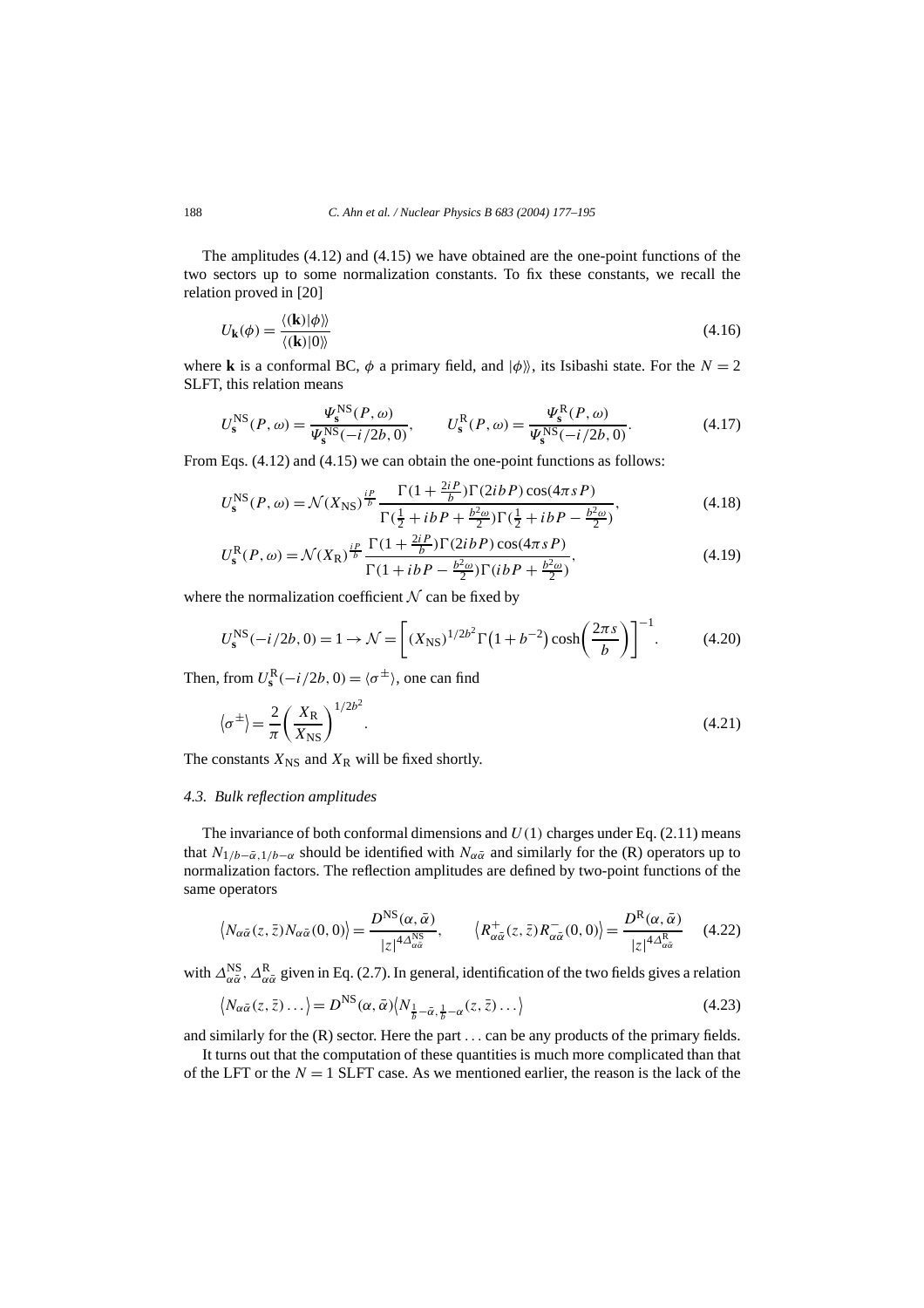The amplitudes (4.12) and (4.15) we have obtained are the one-point functions of the two sectors up to some normalization constants. To fix these constants, we recall the relation proved in [20]

$$U_{\mathbf{k}}(\phi) = \frac{\langle\langle(\mathbf{k})|\phi\rangle\rangle}{\langle\langle(\mathbf{k})|0\rangle\rangle} \tag{4.16}$$

where $\mathbf{k}$ is a conformal BC, $\phi$ a primary field, and $|\phi\rangle\rangle$, its Isibashi state. For the $N=2$ SLFT, this relation means

$$U_{\mathbf{s}}^{\mathrm{NS}}(P,\omega) = \frac{\Psi_{\mathbf{s}}^{\mathrm{NS}}(P,\omega)}{\Psi_{\mathbf{s}}^{\mathrm{NS}}(-i/2b,0)}, \qquad U_{\mathbf{s}}^{\mathrm{R}}(P,\omega) = \frac{\Psi_{\mathbf{s}}^{\mathrm{R}}(P,\omega)}{\Psi_{\mathbf{s}}^{\mathrm{NS}}(-i/2b,0)}. \tag{4.17}$$

From Eqs. (4.12) and (4.15) we can obtain the one-point functions as follows:

$$U_{\mathbf{s}}^{\mathrm{NS}}(P,\omega) = \mathcal{N}(X_{\mathrm{NS}})^{\frac{iP}{b}} \frac{\Gamma(1+\frac{2iP}{b})\Gamma(2ibP)\cos(4\pi sP)}{\Gamma(\frac{1}{2}+ibP+\frac{b^2\omega}{2})\Gamma(\frac{1}{2}+ibP-\frac{b^2\omega}{2})}, \tag{4.18}$$

$$U_{\mathbf{s}}^{\mathrm{R}}(P,\omega) = \mathcal{N}(X_{\mathrm{R}})^{\frac{iP}{b}} \frac{\Gamma(1+\frac{2iP}{b})\Gamma(2ibP)\cos(4\pi sP)}{\Gamma(1+ibP-\frac{b^2\omega}{2})\Gamma(ibP+\frac{b^2\omega}{2})}, \tag{4.19}$$

where the normalization coefficient $\mathcal{N}$ can be fixed by

$$U_{\mathbf{s}}^{\mathrm{NS}}(-i/2b,0) = 1 \to \mathcal{N} = \left[(X_{\mathrm{NS}})^{1/2b^2}\Gamma\left(1+b^{-2}\right)\cosh\left(\frac{2\pi s}{b}\right)\right]^{-1}. \tag{4.20}$$

Then, from $U_{\mathbf{s}}^{\mathrm{R}}(-i/2b,0) = \langle\sigma^{\pm}\rangle$, one can find

$$\langle\sigma^{\pm}\rangle = \frac{2}{\pi}\left(\frac{X_{\mathrm{R}}}{X_{\mathrm{NS}}}\right)^{1/2b^2}. \tag{4.21}$$

The constants $X_{\mathrm{NS}}$ and $X_{\mathrm{R}}$ will be fixed shortly.

### 4.3. Bulk reflection amplitudes

The invariance of both conformal dimensions and $U(1)$ charges under Eq. (2.11) means that $N_{1/b-\bar{\alpha},1/b-\alpha}$ should be identified with $N_{\alpha\bar{\alpha}}$ and similarly for the (R) operators up to normalization factors. The reflection amplitudes are defined by two-point functions of the same operators

$$\left\langle N_{\alpha\bar{\alpha}}(z,\bar{z})N_{\alpha\bar{\alpha}}(0,0)\right\rangle = \frac{D^{\mathrm{NS}}(\alpha,\bar{\alpha})}{|z|^{4\Delta^{\mathrm{NS}}_{\alpha\bar{\alpha}}}}, \qquad \left\langle R^{+}_{\alpha\bar{\alpha}}(z,\bar{z})R^{-}_{\alpha\bar{\alpha}}(0,0)\right\rangle = \frac{D^{\mathrm{R}}(\alpha,\bar{\alpha})}{|z|^{4\Delta^{\mathrm{R}}_{\alpha\bar{\alpha}}}} \tag{4.22}$$

with $\Delta^{\mathrm{NS}}_{\alpha\bar{\alpha}}$, $\Delta^{\mathrm{R}}_{\alpha\bar{\alpha}}$ given in Eq. (2.7). In general, identification of the two fields gives a relation

$$\left\langle N_{\alpha\bar{\alpha}}(z,\bar{z})\dots\right\rangle = D^{\mathrm{NS}}(\alpha,\bar{\alpha})\left\langle N_{\frac{1}{b}-\bar{\alpha},\frac{1}{b}-\alpha}(z,\bar{z})\dots\right\rangle \tag{4.23}$$

and similarly for the (R) sector. Here the part ... can be any products of the primary fields.

It turns out that the computation of these quantities is much more complicated than that of the LFT or the $N=1$ SLFT case. As we mentioned earlier, the reason is the lack of the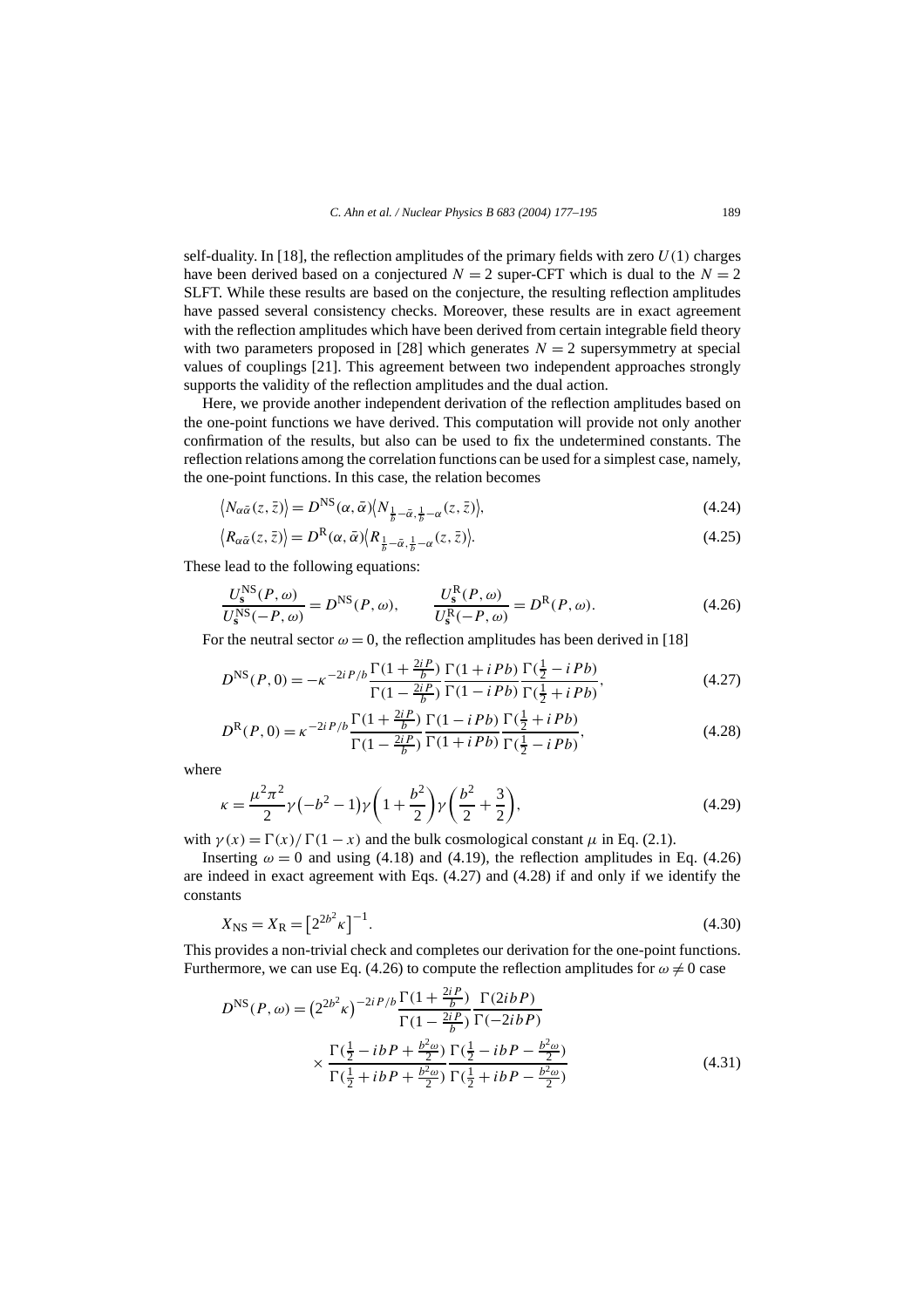self-duality. In [18], the reflection amplitudes of the primary fields with zero $U(1)$ charges have been derived based on a conjectured $N = 2$ super-CFT which is dual to the $N = 2$ SLFT. While these results are based on the conjecture, the resulting reflection amplitudes have passed several consistency checks. Moreover, these results are in exact agreement with the reflection amplitudes which have been derived from certain integrable field theory with two parameters proposed in [28] which generates $N = 2$ supersymmetry at special values of couplings [21]. This agreement between two independent approaches strongly supports the validity of the reflection amplitudes and the dual action.

Here, we provide another independent derivation of the reflection amplitudes based on the one-point functions we have derived. This computation will provide not only another confirmation of the results, but also can be used to fix the undetermined constants. The reflection relations among the correlation functions can be used for a simplest case, namely, the one-point functions. In this case, the relation becomes

$$\langle N_{\alpha\bar{\alpha}}(z,\bar{z})\rangle = D^{\rm NS}(\alpha,\bar{\alpha})\langle N_{\frac{1}{b}-\bar{\alpha},\frac{1}{b}-\alpha}(z,\bar{z})\rangle, \tag{4.24}$$

$$\langle R_{\alpha\bar{\alpha}}(z,\bar{z})\rangle = D^{\rm R}(\alpha,\bar{\alpha})\langle R_{\frac{1}{b}-\bar{\alpha},\frac{1}{b}-\alpha}(z,\bar{z})\rangle. \tag{4.25}$$

These lead to the following equations:

$$\frac{U_{\mathbf{s}}^{\rm NS}(P,\omega)}{U_{\mathbf{s}}^{\rm NS}(-P,\omega)} = D^{\rm NS}(P,\omega), \qquad \frac{U_{\mathbf{s}}^{\rm R}(P,\omega)}{U_{\mathbf{s}}^{\rm R}(-P,\omega)} = D^{\rm R}(P,\omega). \tag{4.26}$$

For the neutral sector $\omega = 0$, the reflection amplitudes has been derived in [18]

$$D^{\rm NS}(P,0) = -\kappa^{-2iP/b}\frac{\Gamma(1+\frac{2iP}{b})}{\Gamma(1-\frac{2iP}{b})}\frac{\Gamma(1+iPb)}{\Gamma(1-iPb)}\frac{\Gamma(\frac{1}{2}-iPb)}{\Gamma(\frac{1}{2}+iPb)}, \tag{4.27}$$

$$D^{\rm R}(P,0) = \kappa^{-2iP/b}\frac{\Gamma(1+\frac{2iP}{b})}{\Gamma(1-\frac{2iP}{b})}\frac{\Gamma(1-iPb)}{\Gamma(1+iPb)}\frac{\Gamma(\frac{1}{2}+iPb)}{\Gamma(\frac{1}{2}-iPb)}, \tag{4.28}$$

where

$$\kappa = \frac{\mu^2\pi^2}{2}\gamma(-b^2-1)\gamma\left(1+\frac{b^2}{2}\right)\gamma\left(\frac{b^2}{2}+\frac{3}{2}\right), \tag{4.29}$$

with $\gamma(x) = \Gamma(x)/\Gamma(1-x)$ and the bulk cosmological constant $\mu$ in Eq. (2.1).

Inserting $\omega = 0$ and using (4.18) and (4.19), the reflection amplitudes in Eq. (4.26) are indeed in exact agreement with Eqs. (4.27) and (4.28) if and only if we identify the constants

$$X_{\rm NS} = X_{\rm R} = \left[2^{2b^2}\kappa\right]^{-1}. \tag{4.30}$$

This provides a non-trivial check and completes our derivation for the one-point functions. Furthermore, we can use Eq. (4.26) to compute the reflection amplitudes for $\omega \neq 0$ case

$$D^{\rm NS}(P,\omega) = \left(2^{2b^2}\kappa\right)^{-2iP/b}\frac{\Gamma(1+\frac{2iP}{b})}{\Gamma(1-\frac{2iP}{b})}\frac{\Gamma(2ibP)}{\Gamma(-2ibP)} \times \frac{\Gamma(\frac{1}{2}-ibP+\frac{b^2\omega}{2})}{\Gamma(\frac{1}{2}+ibP+\frac{b^2\omega}{2})}\frac{\Gamma(\frac{1}{2}-ibP-\frac{b^2\omega}{2})}{\Gamma(\frac{1}{2}+ibP-\frac{b^2\omega}{2})} \tag{4.31}$$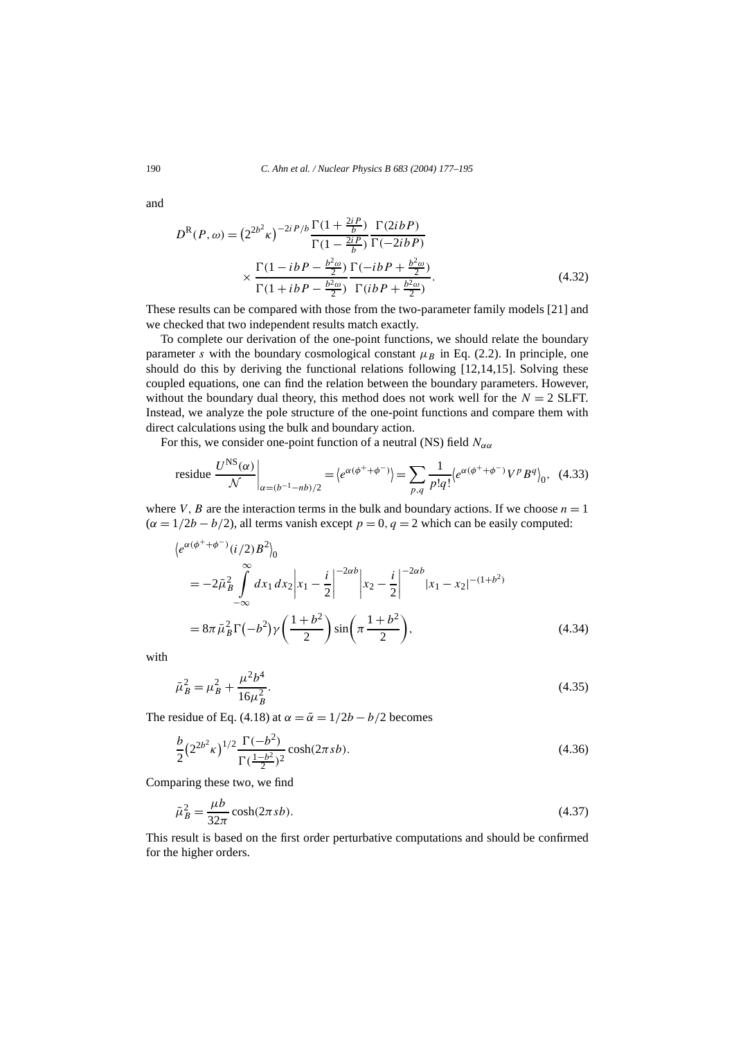and

$$
D^{\mathrm{R}}(P,\omega) = \left(2^{2b^2}\kappa\right)^{-2iP/b} \frac{\Gamma(1+\frac{2iP}{b})}{\Gamma(1-\frac{2iP}{b})} \frac{\Gamma(2ibP)}{\Gamma(-2ibP)} \times \frac{\Gamma(1-ibP-\frac{b^2\omega}{2})}{\Gamma(1+ibP-\frac{b^2\omega}{2})} \frac{\Gamma(-ibP+\frac{b^2\omega}{2})}{\Gamma(ibP+\frac{b^2\omega}{2})}. \tag{4.32}
$$

These results can be compared with those from the two-parameter family models [21] and we checked that two independent results match exactly.

To complete our derivation of the one-point functions, we should relate the boundary parameter $s$ with the boundary cosmological constant $\mu_B$ in Eq. (2.2). In principle, one should do this by deriving the functional relations following [12,14,15]. Solving these coupled equations, one can find the relation between the boundary parameters. However, without the boundary dual theory, this method does not work well for the $N=2$ SLFT. Instead, we analyze the pole structure of the one-point functions and compare them with direct calculations using the bulk and boundary action.

For this, we consider one-point function of a neutral (NS) field $N_{\alpha\alpha}$

$$
\text{residue } \frac{U^{\mathrm{NS}}(\alpha)}{\mathcal{N}}\bigg|_{\alpha=(b^{-1}-nb)/2} = \left\langle e^{\alpha(\phi^+ + \phi^-)}\right\rangle = \sum_{p,q} \frac{1}{p!q!}\left\langle e^{\alpha(\phi^+ + \phi^-)} V^p B^q\right\rangle_0, \tag{4.33}
$$

where $V$, $B$ are the interaction terms in the bulk and boundary actions. If we choose $n=1$ ($\alpha = 1/2b - b/2$), all terms vanish except $p=0$, $q=2$ which can be easily computed:

$$
\begin{aligned}
&\left\langle e^{\alpha(\phi^+ + \phi^-)}(i/2)B^2\right\rangle_0 \\
&\quad = -2\bar{\mu}_B^2 \int_{-\infty}^{\infty} dx_1\, dx_2 \left|x_1 - \frac{i}{2}\right|^{-2\alpha b} \left|x_2 - \frac{i}{2}\right|^{-2\alpha b} |x_1 - x_2|^{-(1+b^2)} \\
&\quad = 8\pi\bar{\mu}_B^2 \Gamma\left(-b^2\right)\gamma\left(\frac{1+b^2}{2}\right)\sin\left(\pi\frac{1+b^2}{2}\right),
\end{aligned} \tag{4.34}
$$

with

$$
\bar{\mu}_B^2 = \mu_B^2 + \frac{\mu^2 b^4}{16\mu_B^2}. \tag{4.35}
$$

The residue of Eq. (4.18) at $\alpha = \bar{\alpha} = 1/2b - b/2$ becomes

$$
\frac{b}{2}\left(2^{2b^2}\kappa\right)^{1/2} \frac{\Gamma(-b^2)}{\Gamma(\frac{1-b^2}{2})^2}\cosh(2\pi sb). \tag{4.36}
$$

Comparing these two, we find

$$
\bar{\mu}_B^2 = \frac{\mu b}{32\pi}\cosh(2\pi sb). \tag{4.37}
$$

This result is based on the first order perturbative computations and should be confirmed for the higher orders.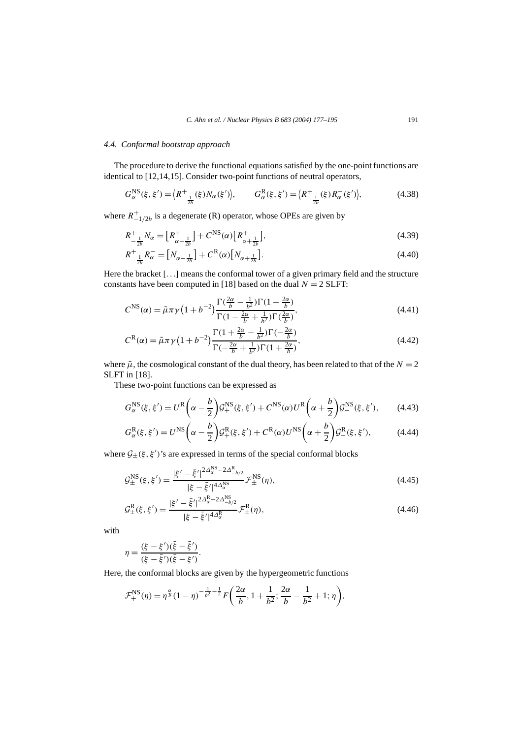### 4.4. Conformal bootstrap approach

The procedure to derive the functional equations satisfied by the one-point functions are identical to [12,14,15]. Consider two-point functions of neutral operators,

$$G^{\mathrm{NS}}_{\alpha}(\xi,\xi') = \big\langle R^{+}_{-\frac{1}{2b}}(\xi) N_{\alpha}(\xi')\big\rangle, \qquad G^{\mathrm{R}}_{\alpha}(\xi,\xi') = \big\langle R^{+}_{-\frac{1}{2b}}(\xi) R^{-}_{\alpha}(\xi')\big\rangle, \tag{4.38}$$

where $R^{+}_{-1/2b}$ is a degenerate (R) operator, whose OPEs are given by

$$R^{+}_{-\frac{1}{2b}} N_{\alpha} = \big[R^{+}_{\alpha-\frac{1}{2b}}\big] + C^{\mathrm{NS}}(\alpha)\big[R^{+}_{\alpha+\frac{1}{2b}}\big], \tag{4.39}$$

$$R^{+}_{-\frac{1}{2b}} R^{-}_{\alpha} = \big[N_{\alpha-\frac{1}{2b}}\big] + C^{\mathrm{R}}(\alpha)\big[N_{\alpha+\frac{1}{2b}}\big]. \tag{4.40}$$

Here the bracket $[\ldots]$ means the conformal tower of a given primary field and the structure constants have been computed in [18] based on the dual $N=2$ SLFT:

$$C^{\mathrm{NS}}(\alpha) = \tilde{\mu}\pi\gamma\big(1+b^{-2}\big)\frac{\Gamma(\frac{2\alpha}{b}-\frac{1}{b^2})\Gamma(1-\frac{2\alpha}{b})}{\Gamma(1-\frac{2\alpha}{b}+\frac{1}{b^2})\Gamma(\frac{2\alpha}{b})}, \tag{4.41}$$

$$C^{\mathrm{R}}(\alpha) = \tilde{\mu}\pi\gamma\big(1+b^{-2}\big)\frac{\Gamma(1+\frac{2\alpha}{b}-\frac{1}{b^2})\Gamma(-\frac{2\alpha}{b})}{\Gamma(-\frac{2\alpha}{b}+\frac{1}{b^2})\Gamma(1+\frac{2\alpha}{b})}, \tag{4.42}$$

where $\tilde{\mu}$, the cosmological constant of the dual theory, has been related to that of the $N=2$ SLFT in [18].

These two-point functions can be expressed as

$$G^{\mathrm{NS}}_{\alpha}(\xi,\xi') = U^{\mathrm{R}}\bigg(\alpha-\frac{b}{2}\bigg)\mathcal{G}^{\mathrm{NS}}_{+}(\xi,\xi') + C^{\mathrm{NS}}(\alpha)U^{\mathrm{R}}\bigg(\alpha+\frac{b}{2}\bigg)\mathcal{G}^{\mathrm{NS}}_{-}(\xi,\xi'), \tag{4.43}$$

$$G^{\mathrm{R}}_{\alpha}(\xi,\xi') = U^{\mathrm{NS}}\bigg(\alpha-\frac{b}{2}\bigg)\mathcal{G}^{\mathrm{R}}_{+}(\xi,\xi') + C^{\mathrm{R}}(\alpha)U^{\mathrm{NS}}\bigg(\alpha+\frac{b}{2}\bigg)\mathcal{G}^{\mathrm{R}}_{-}(\xi,\xi'), \tag{4.44}$$

where $\mathcal{G}_{\pm}(\xi,\xi')$'s are expressed in terms of the special conformal blocks

$$\mathcal{G}^{\mathrm{NS}}_{\pm}(\xi,\xi') = \frac{|\xi'-\bar{\xi}'|^{2\Delta^{\mathrm{NS}}_{\alpha}-2\Delta^{\mathrm{R}}_{-b/2}}}{|\xi-\bar{\xi}'|^{4\Delta^{\mathrm{NS}}_{\alpha}}}\mathcal{F}^{\mathrm{NS}}_{\pm}(\eta), \tag{4.45}$$

$$\mathcal{G}^{\mathrm{R}}_{\pm}(\xi,\xi') = \frac{|\xi'-\bar{\xi}'|^{2\Delta^{\mathrm{R}}_{\alpha}-2\Delta^{\mathrm{NS}}_{-b/2}}}{|\xi-\bar{\xi}'|^{4\Delta^{\mathrm{R}}_{\alpha}}}\mathcal{F}^{\mathrm{R}}_{\pm}(\eta), \tag{4.46}$$

with

$$\eta = \frac{(\xi-\xi')(\bar{\xi}-\bar{\xi}')}{(\xi-\bar{\xi}')(\bar{\xi}-\xi')}.$$

Here, the conformal blocks are given by the hypergeometric functions

$$\mathcal{F}^{\mathrm{NS}}_{+}(\eta) = \eta^{\frac{\alpha}{b}}(1-\eta)^{-\frac{1}{b^2}-\frac{1}{2}}F\bigg(\frac{2\alpha}{b}, 1+\frac{1}{b^2}; \frac{2\alpha}{b}-\frac{1}{b^2}+1; \eta\bigg),$$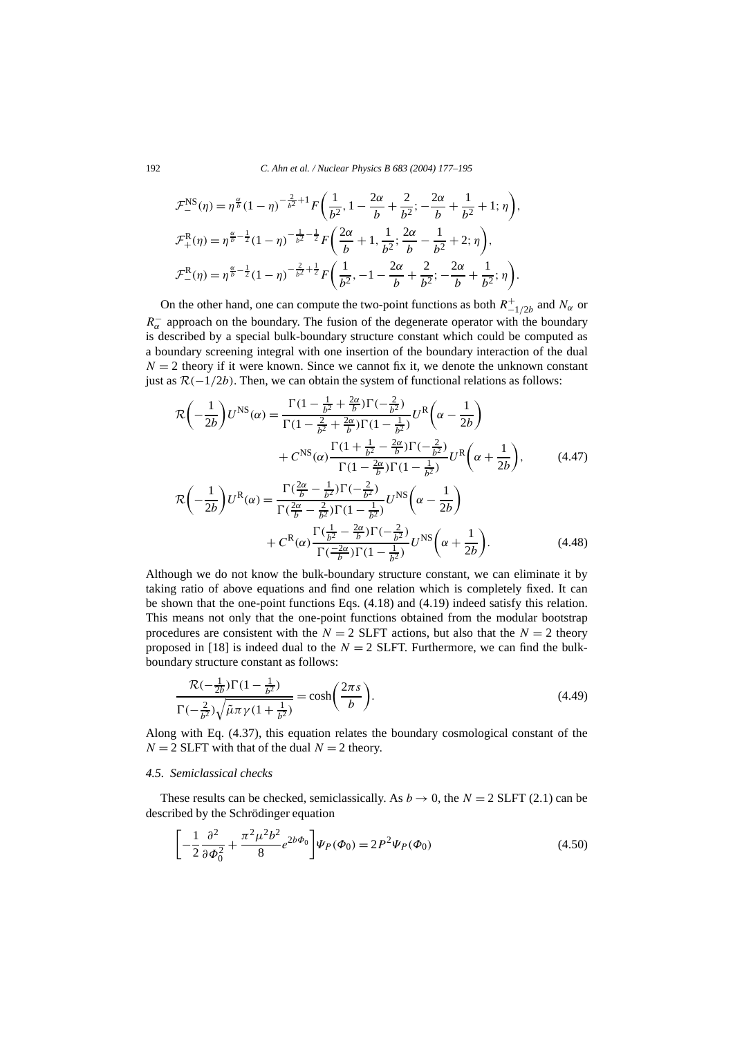$$\mathcal{F}_{-}^{\mathrm{NS}}(\eta) = \eta^{\frac{\alpha}{b}}(1-\eta)^{-\frac{2}{b^2}+1} F\left(\frac{1}{b^2}, 1-\frac{2\alpha}{b}+\frac{2}{b^2}; -\frac{2\alpha}{b}+\frac{1}{b^2}+1; \eta\right),$$

$$\mathcal{F}_{+}^{\mathrm{R}}(\eta) = \eta^{\frac{\alpha}{b}-\frac{1}{2}}(1-\eta)^{-\frac{1}{b^2}-\frac{1}{2}} F\left(\frac{2\alpha}{b}+1, \frac{1}{b^2}; \frac{2\alpha}{b}-\frac{1}{b^2}+2; \eta\right),$$

$$\mathcal{F}_{-}^{\mathrm{R}}(\eta) = \eta^{\frac{\alpha}{b}-\frac{1}{2}}(1-\eta)^{-\frac{2}{b^2}+\frac{1}{2}} F\left(\frac{1}{b^2}, -1-\frac{2\alpha}{b}+\frac{2}{b^2}; -\frac{2\alpha}{b}+\frac{1}{b^2}; \eta\right).$$

On the other hand, one can compute the two-point functions as both $R^{+}_{-1/2b}$ and $N_\alpha$ or $R^{-}_{\alpha}$ approach on the boundary. The fusion of the degenerate operator with the boundary is described by a special bulk-boundary structure constant which could be computed as a boundary screening integral with one insertion of the boundary interaction of the dual $N=2$ theory if it were known. Since we cannot fix it, we denote the unknown constant just as $\mathcal{R}(-1/2b)$. Then, we can obtain the system of functional relations as follows:

$$\mathcal{R}\left(-\frac{1}{2b}\right)U^{\mathrm{NS}}(\alpha) = \frac{\Gamma(1-\frac{1}{b^2}+\frac{2\alpha}{b})\Gamma(-\frac{2}{b^2})}{\Gamma(1-\frac{2}{b^2}+\frac{2\alpha}{b})\Gamma(1-\frac{1}{b^2})}U^{\mathrm{R}}\left(\alpha-\frac{1}{2b}\right) + C^{\mathrm{NS}}(\alpha)\frac{\Gamma(1+\frac{1}{b^2}-\frac{2\alpha}{b})\Gamma(-\frac{2}{b^2})}{\Gamma(1-\frac{2\alpha}{b})\Gamma(1-\frac{1}{b^2})}U^{\mathrm{R}}\left(\alpha+\frac{1}{2b}\right), \tag{4.47}$$

$$\mathcal{R}\left(-\frac{1}{2b}\right)U^{\mathrm{R}}(\alpha) = \frac{\Gamma(\frac{2\alpha}{b}-\frac{1}{b^2})\Gamma(-\frac{2}{b^2})}{\Gamma(\frac{2\alpha}{b}-\frac{2}{b^2})\Gamma(1-\frac{1}{b^2})}U^{\mathrm{NS}}\left(\alpha-\frac{1}{2b}\right) + C^{\mathrm{R}}(\alpha)\frac{\Gamma(\frac{1}{b^2}-\frac{2\alpha}{b})\Gamma(-\frac{2}{b^2})}{\Gamma(\frac{-2\alpha}{b})\Gamma(1-\frac{1}{b^2})}U^{\mathrm{NS}}\left(\alpha+\frac{1}{2b}\right). \tag{4.48}$$

Although we do not know the bulk-boundary structure constant, we can eliminate it by taking ratio of above equations and find one relation which is completely fixed. It can be shown that the one-point functions Eqs. (4.18) and (4.19) indeed satisfy this relation. This means not only that the one-point functions obtained from the modular bootstrap procedures are consistent with the $N=2$ SLFT actions, but also that the $N=2$ theory proposed in [18] is indeed dual to the $N=2$ SLFT. Furthermore, we can find the bulk-boundary structure constant as follows:

$$\frac{\mathcal{R}(-\frac{1}{2b})\Gamma(1-\frac{1}{b^2})}{\Gamma(-\frac{2}{b^2})\sqrt{\tilde{\mu}\pi\gamma(1+\frac{1}{b^2})}} = \cosh\left(\frac{2\pi s}{b}\right). \tag{4.49}$$

Along with Eq. (4.37), this equation relates the boundary cosmological constant of the $N=2$ SLFT with that of the dual $N=2$ theory.

### *4.5. Semiclassical checks*

These results can be checked, semiclassically. As $b \to 0$, the $N=2$ SLFT (2.1) can be described by the Schrödinger equation

$$\left[-\frac{1}{2}\frac{\partial^2}{\partial \Phi_0^2} + \frac{\pi^2\mu^2 b^2}{8}e^{2b\Phi_0}\right]\Psi_P(\Phi_0) = 2P^2\Psi_P(\Phi_0) \tag{4.50}$$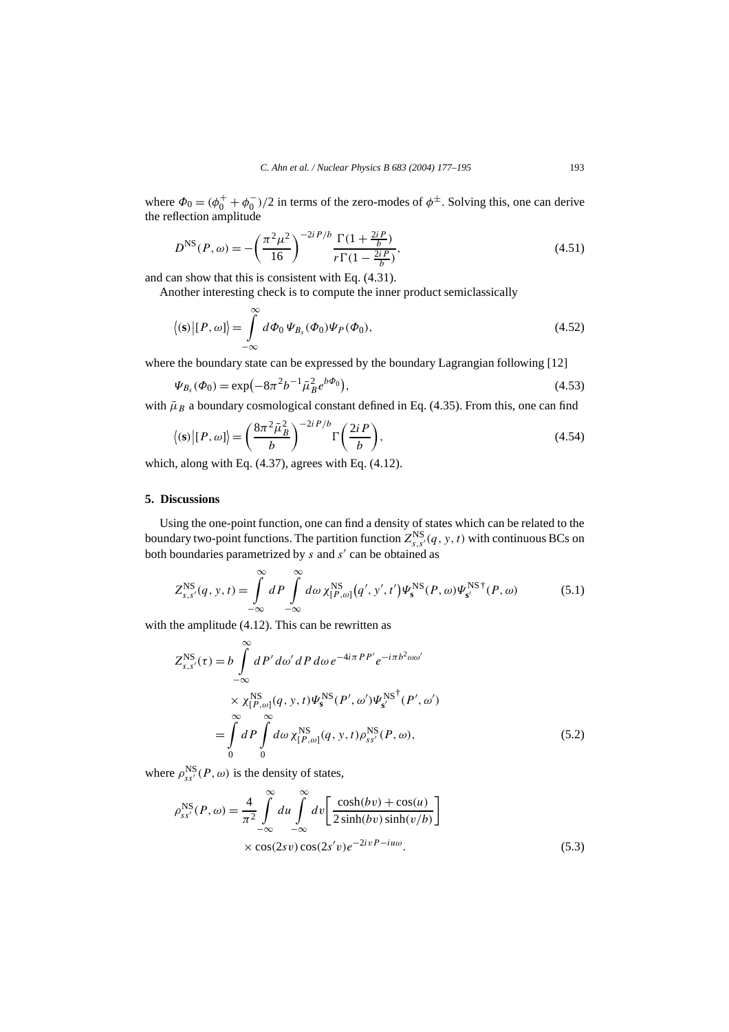where $\Phi_0 = (\phi_0^+ + \phi_0^-)/2$ in terms of the zero-modes of $\phi^{\pm}$. Solving this, one can derive the reflection amplitude

$$D^{\rm NS}(P, \omega) = -\left(\frac{\pi^2 \mu^2}{16}\right)^{-2iP/b} \frac{\Gamma(1 + \frac{2iP}{b})}{r\Gamma(1 - \frac{2iP}{b})}, \tag{4.51}$$

and can show that this is consistent with Eq. (4.31).

Another interesting check is to compute the inner product semiclassically

$$\big\langle (\mathbf{s}) \big| [P, \omega] \big\rangle = \int_{-\infty}^{\infty} d\Phi_0 \, \Psi_{B_s}(\Phi_0) \Psi_P(\Phi_0), \tag{4.52}$$

where the boundary state can be expressed by the boundary Lagrangian following [12]

$$\Psi_{B_s}(\Phi_0) = \exp\big(-8\pi^2 b^{-1} \bar{\mu}_B^2 e^{b\Phi_0}\big), \tag{4.53}$$

with $\bar{\mu}_B$ a boundary cosmological constant defined in Eq. (4.35). From this, one can find

$$\big\langle (\mathbf{s}) \big| [P, \omega] \big\rangle = \left(\frac{8\pi^2 \bar{\mu}_B^2}{b}\right)^{-2iP/b} \Gamma\left(\frac{2iP}{b}\right), \tag{4.54}$$

which, along with Eq. (4.37), agrees with Eq. (4.12).

## 5. Discussions

Using the one-point function, one can find a density of states which can be related to the boundary two-point functions. The partition function $Z_{s,s'}^{\rm NS}(q, y, t)$ with continuous BCs on both boundaries parametrized by $s$ and $s'$ can be obtained as

$$Z_{s,s'}^{\rm NS}(q, y, t) = \int_{-\infty}^{\infty} dP \int_{-\infty}^{\infty} d\omega \, \chi_{[P,\omega]}^{\rm NS}\big(q', y', t'\big) \Psi_{\mathbf{s}}^{\rm NS}(P, \omega) \Psi_{\mathbf{s}'}^{\rm NS\,\dagger}(P, \omega) \tag{5.1}$$

with the amplitude (4.12). This can be rewritten as

$$\begin{aligned}
Z_{s,s'}^{\rm NS}(\tau) &= b \int_{-\infty}^{\infty} dP' \, d\omega' \, dP \, d\omega \, e^{-4i\pi PP'} e^{-i\pi b^2 \omega\omega'} \\
&\quad \times \chi_{[P,\omega]}^{\rm NS}(q, y, t) \Psi_{\mathbf{s}}^{\rm NS}(P', \omega') \Psi_{\mathbf{s}'}^{\rm NS^\dagger}(P', \omega') \\
&= \int_{0}^{\infty} dP \int_{0}^{\infty} d\omega \, \chi_{[P,\omega]}^{\rm NS}(q, y, t) \rho_{ss'}^{\rm NS}(P, \omega),
\end{aligned} \tag{5.2}$$

where $\rho_{ss'}^{\rm NS}(P, \omega)$ is the density of states,

$$\begin{aligned}
\rho_{ss'}^{\rm NS}(P, \omega) &= \frac{4}{\pi^2} \int_{-\infty}^{\infty} du \int_{-\infty}^{\infty} dv \left[\frac{\cosh(bv) + \cos(u)}{2\sinh(bv)\sinh(v/b)}\right] \\
&\quad \times \cos(2sv)\cos(2s'v) e^{-2ivP - iu\omega}.
\end{aligned} \tag{5.3}$$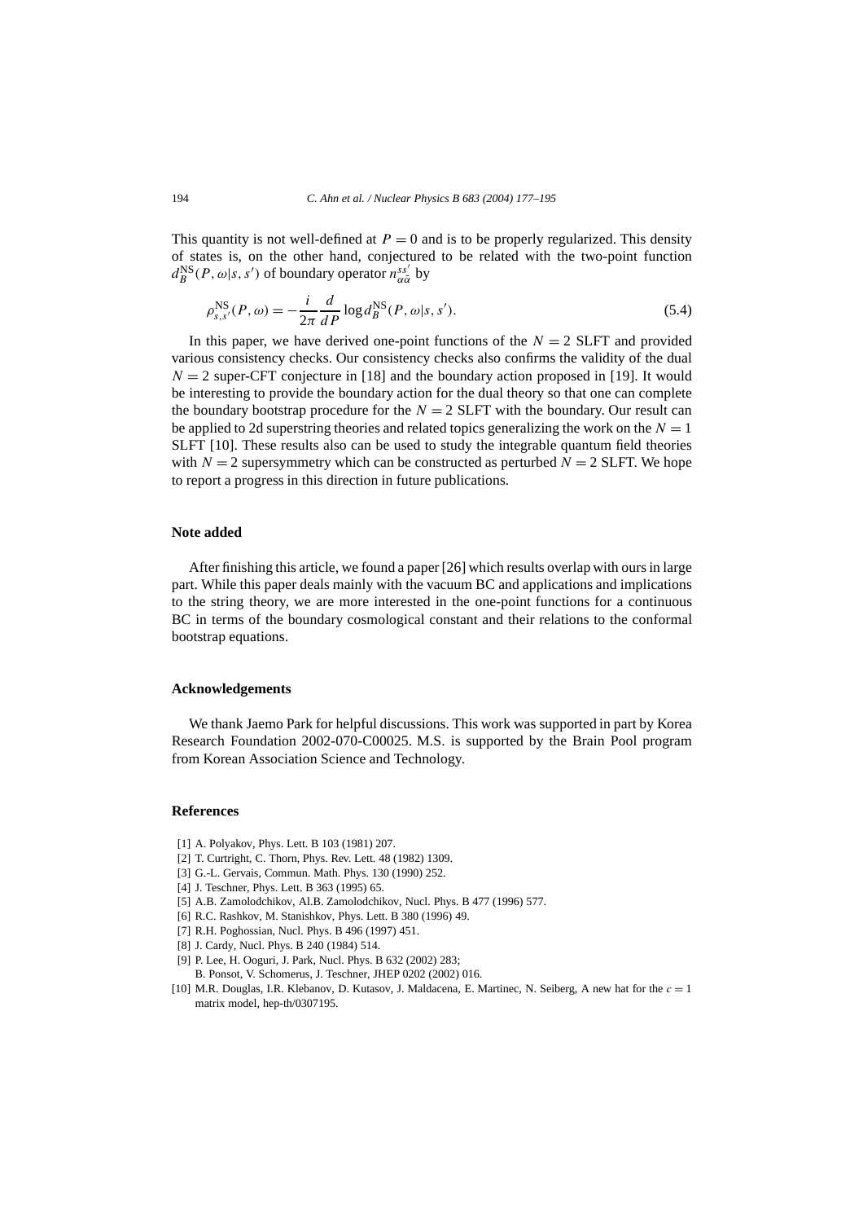This quantity is not well-defined at $P = 0$ and is to be properly regularized. This density of states is, on the other hand, conjectured to be related with the two-point function $d_B^{\text{NS}}(P, \omega|s, s')$ of boundary operator $n_{\alpha\bar{\alpha}}^{ss'}$ by

$$\rho_{s,s'}^{\text{NS}}(P, \omega) = -\frac{i}{2\pi} \frac{d}{dP} \log d_B^{\text{NS}}(P, \omega|s, s'). \tag{5.4}$$

In this paper, we have derived one-point functions of the $N = 2$ SLFT and provided various consistency checks. Our consistency checks also confirms the validity of the dual $N = 2$ super-CFT conjecture in [18] and the boundary action proposed in [19]. It would be interesting to provide the boundary action for the dual theory so that one can complete the boundary bootstrap procedure for the $N = 2$ SLFT with the boundary. Our result can be applied to 2d superstring theories and related topics generalizing the work on the $N = 1$ SLFT [10]. These results also can be used to study the integrable quantum field theories with $N = 2$ supersymmetry which can be constructed as perturbed $N = 2$ SLFT. We hope to report a progress in this direction in future publications.

## Note added

After finishing this article, we found a paper [26] which results overlap with ours in large part. While this paper deals mainly with the vacuum BC and applications and implications to the string theory, we are more interested in the one-point functions for a continuous BC in terms of the boundary cosmological constant and their relations to the conformal bootstrap equations.

## Acknowledgements

We thank Jaemo Park for helpful discussions. This work was supported in part by Korea Research Foundation 2002-070-C00025. M.S. is supported by the Brain Pool program from Korean Association Science and Technology.

## References

[1] A. Polyakov, Phys. Lett. B 103 (1981) 207.
[2] T. Curtright, C. Thorn, Phys. Rev. Lett. 48 (1982) 1309.
[3] G.-L. Gervais, Commun. Math. Phys. 130 (1990) 252.
[4] J. Teschner, Phys. Lett. B 363 (1995) 65.
[5] A.B. Zamolodchikov, Al.B. Zamolodchikov, Nucl. Phys. B 477 (1996) 577.
[6] R.C. Rashkov, M. Stanishkov, Phys. Lett. B 380 (1996) 49.
[7] R.H. Poghossian, Nucl. Phys. B 496 (1997) 451.
[8] J. Cardy, Nucl. Phys. B 240 (1984) 514.
[9] P. Lee, H. Ooguri, J. Park, Nucl. Phys. B 632 (2002) 283;
B. Ponsot, V. Schomerus, J. Teschner, JHEP 0202 (2002) 016.
[10] M.R. Douglas, I.R. Klebanov, D. Kutasov, J. Maldacena, E. Martinec, N. Seiberg, A new hat for the $c = 1$ matrix model, hep-th/0307195.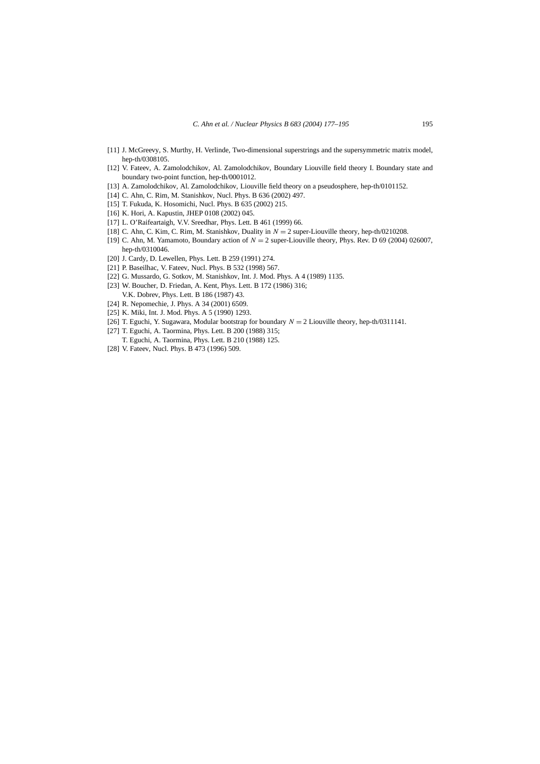[11] J. McGreevy, S. Murthy, H. Verlinde, Two-dimensional superstrings and the supersymmetric matrix model, hep-th/0308105.

[12] V. Fateev, A. Zamolodchikov, Al. Zamolodchikov, Boundary Liouville field theory I. Boundary state and boundary two-point function, hep-th/0001012.

[13] A. Zamolodchikov, Al. Zamolodchikov, Liouville field theory on a pseudosphere, hep-th/0101152.

[14] C. Ahn, C. Rim, M. Stanishkov, Nucl. Phys. B 636 (2002) 497.

[15] T. Fukuda, K. Hosomichi, Nucl. Phys. B 635 (2002) 215.

[16] K. Hori, A. Kapustin, JHEP 0108 (2002) 045.

[17] L. O'Raifeartaigh, V.V. Sreedhar, Phys. Lett. B 461 (1999) 66.

[18] C. Ahn, C. Kim, C. Rim, M. Stanishkov, Duality in $N = 2$ super-Liouville theory, hep-th/0210208.

[19] C. Ahn, M. Yamamoto, Boundary action of $N = 2$ super-Liouville theory, Phys. Rev. D 69 (2004) 026007, hep-th/0310046.

[20] J. Cardy, D. Lewellen, Phys. Lett. B 259 (1991) 274.

[21] P. Baseilhac, V. Fateev, Nucl. Phys. B 532 (1998) 567.

[22] G. Mussardo, G. Sotkov, M. Stanishkov, Int. J. Mod. Phys. A 4 (1989) 1135.

[23] W. Boucher, D. Friedan, A. Kent, Phys. Lett. B 172 (1986) 316;
V.K. Dobrev, Phys. Lett. B 186 (1987) 43.

[24] R. Nepomechie, J. Phys. A 34 (2001) 6509.

[25] K. Miki, Int. J. Mod. Phys. A 5 (1990) 1293.

[26] T. Eguchi, Y. Sugawara, Modular bootstrap for boundary $N = 2$ Liouville theory, hep-th/0311141.

[27] T. Eguchi, A. Taormina, Phys. Lett. B 200 (1988) 315;
T. Eguchi, A. Taormina, Phys. Lett. B 210 (1988) 125.

[28] V. Fateev, Nucl. Phys. B 473 (1996) 509.